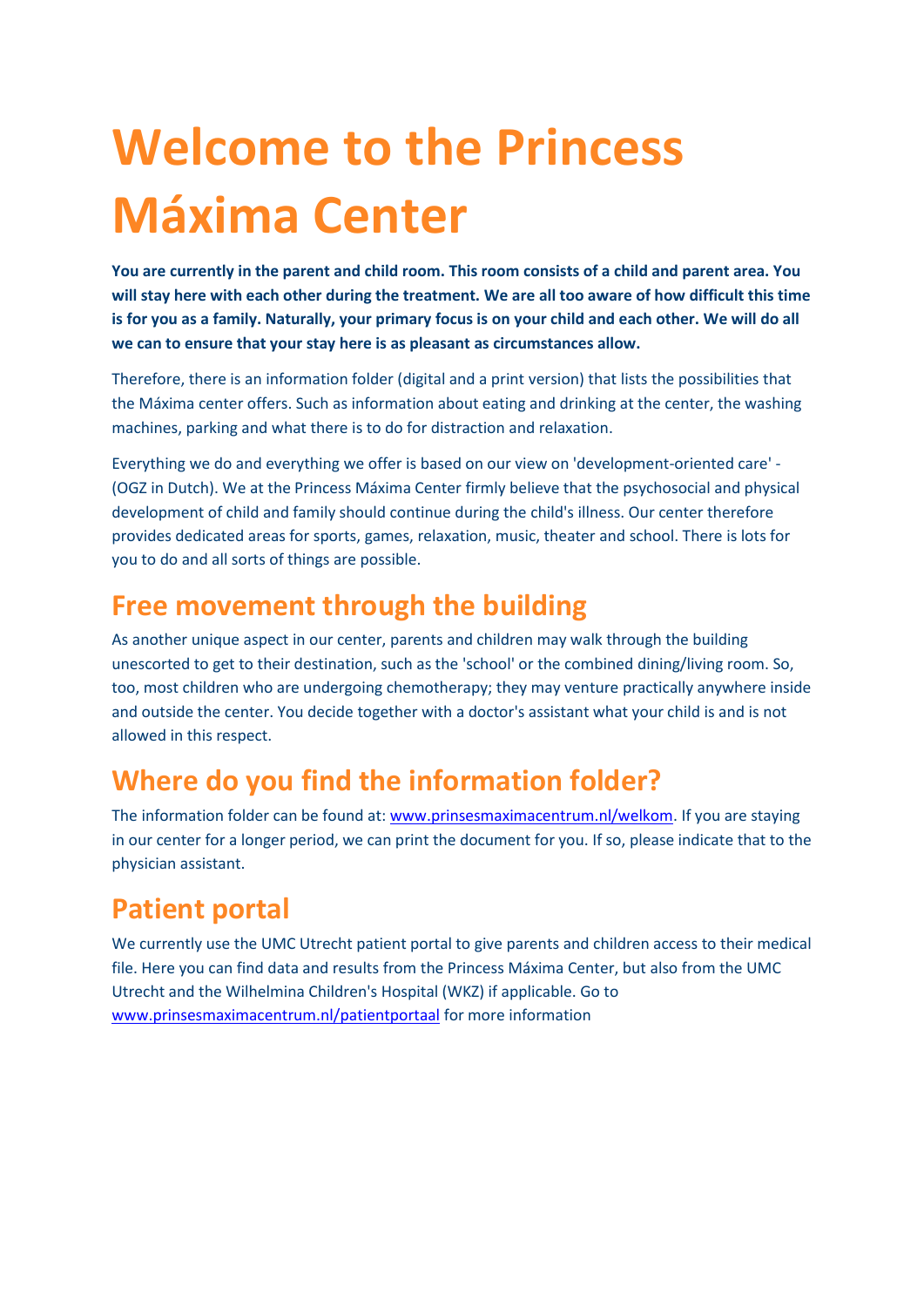# Welcome to the Princess Máxima Center

**You are currently in the parent and child room. This room consists of a child and parent area. You will stay here with each other during the treatment. We are all too aware of how difficult this time is for you as a family. Naturally, your primary focus is on your child and each other. We will do all we can to ensure that your stay here is as pleasant as circumstances allow.**

Therefore, there is an information folder (digital and a print version) that lists the possibilities that the Máxima center offers. Such as information about eating and drinking at the center, the washing machines, parking and what there is to do for distraction and relaxation.

Everything we do and everything we offer is based on our view on 'development-oriented care' - (OGZ in Dutch). We at the Princess Máxima Center firmly believe that the psychosocial and physical development of child and family should continue during the child's illness. Our center therefore provides dedicated areas for sports, games, relaxation, music, theater and school. There is lots for you to do and all sorts of things are possible.

## Free movement through the building

As another unique aspect in our center, parents and children may walk through the building unescorted to get to their destination, such as the 'school' or the combined dining/living room. So, too, most children who are undergoing chemotherapy; they may venture practically anywhere inside and outside the center. You decide together with a doctor's assistant what your child is and is not allowed in this respect.

## Where do you find the information folder?

The information folder can be found at: www.prinsesmaximacentrum.nl/welkom. If you are staying in our center for a longer period, we can print the document for you. If so, please indicate that to the physician assistant.

## Patient portal

We currently use the UMC Utrecht patient portal to give parents and children access to their medical file. Here you can find data and results from the Princess Máxima Center, but also from the UMC Utrecht and the Wilhelmina Children's Hospital (WKZ) if applicable. Go to www.prinsesmaximacentrum.nl/patientportaal for more information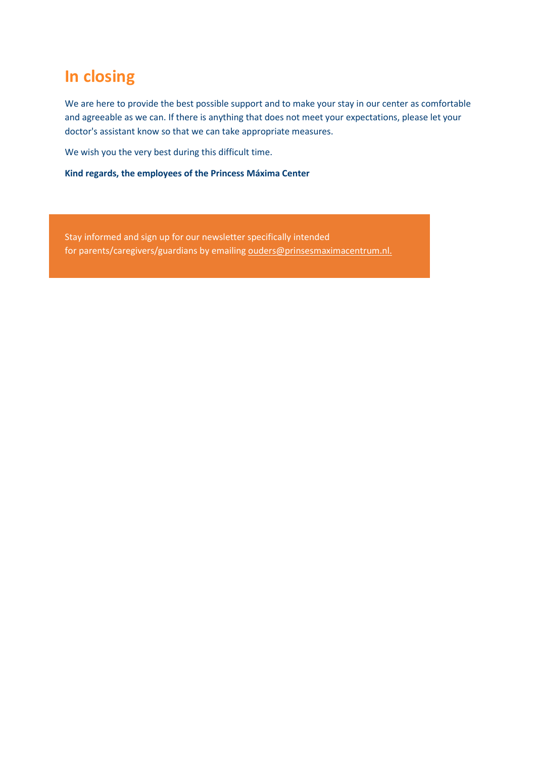# In closing

We are here to provide the best possible support and to make your stay in our center as comfortable and agreeable as we can. If there is anything that does not meet your expectations, please let your doctor's assistant know so that we can take appropriate measures.

We wish you the very best during this difficult time.

**Kind regards, the employees of the Princess Máxima Center**

Stay informed and sign up for our newsletter specifically intended for parents/caregivers/guardians by emailing ouders@prinsesmaximacentrum.nl.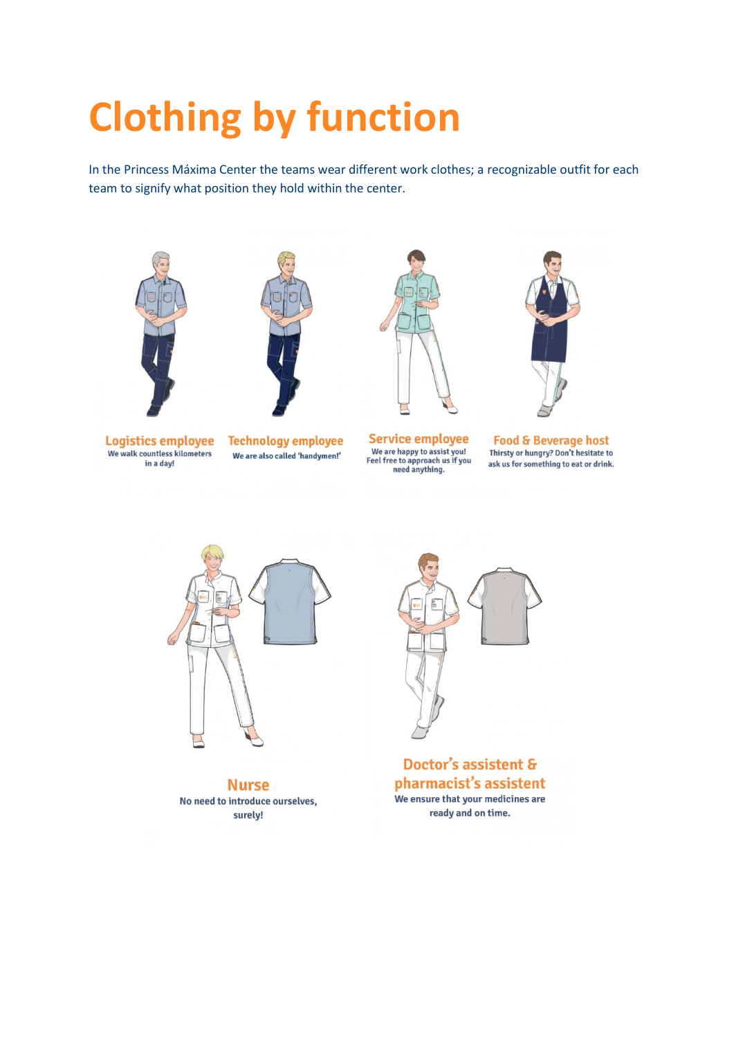# Clothing by function

In the Princess Máxima Center the teams wear different work clothes; a recognizable outfit for each team to signify what position they hold within the center.

**Logistics employee**
We walk countless kilometers in a day!

**Technology employee**
We are also called 'handymen!'

**Service employee**
We are happy to assist you! Feel free to approach us if you need anything.

**Food & Beverage host**
Thirsty or hungry? Don't hesitate to ask us for something to eat or drink.

**Nurse**
No need to introduce ourselves, surely!

**Doctor's assistent & pharmacist's assistent**
We ensure that your medicines are ready and on time.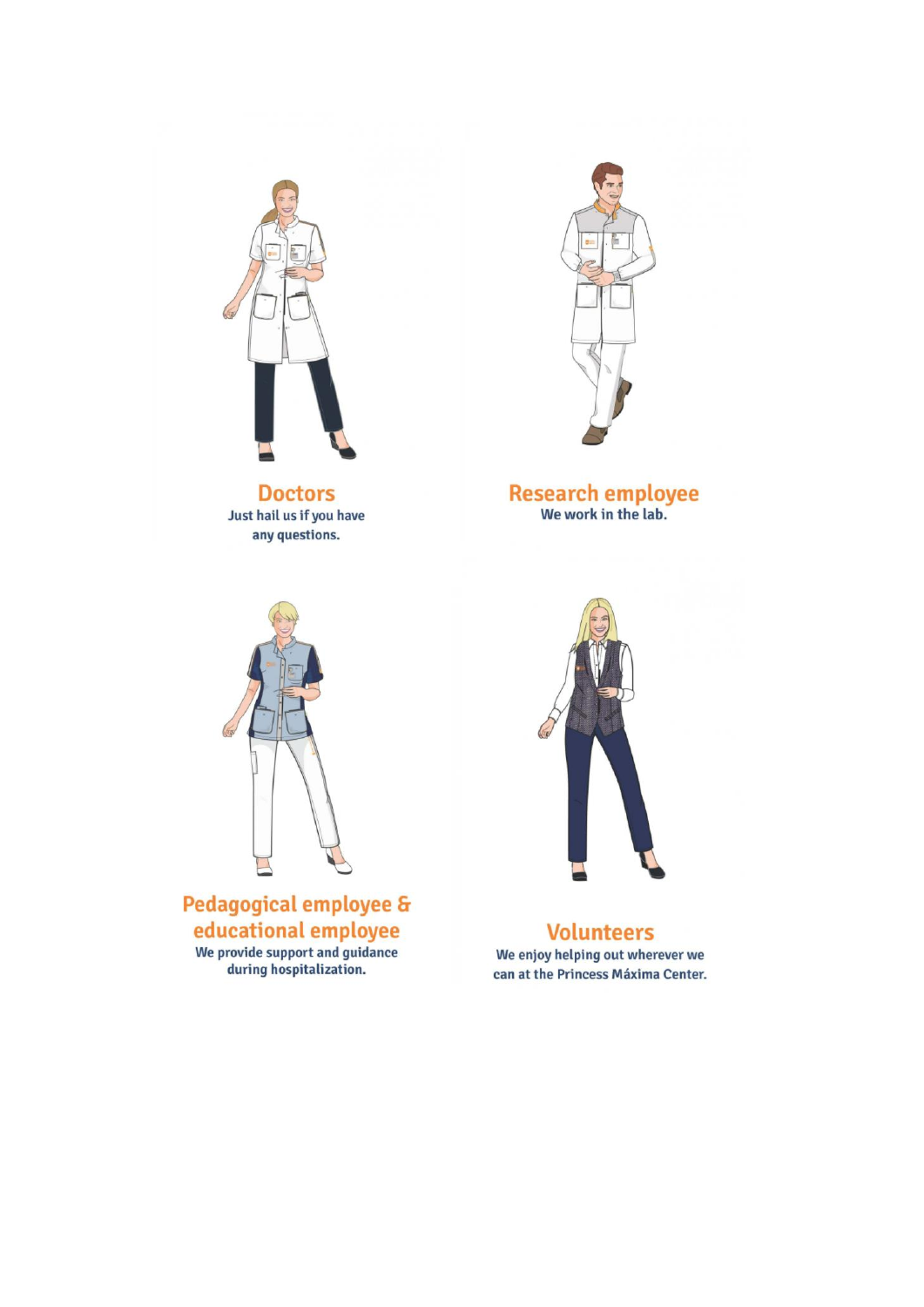## Doctors

Just hail us if you have any questions.

## Research employee

We work in the lab.

## Pedagogical employee & educational employee

We provide support and guidance during hospitalization.

## Volunteers

We enjoy helping out wherever we can at the Princess Máxima Center.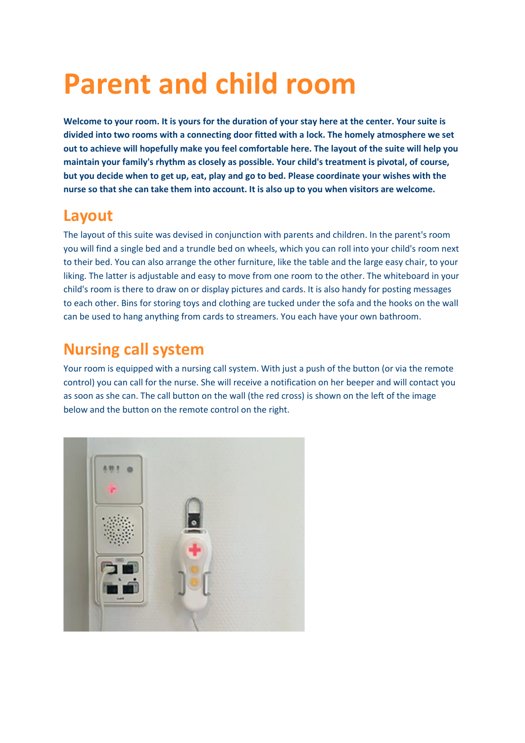# Parent and child room

**Welcome to your room. It is yours for the duration of your stay here at the center. Your suite is divided into two rooms with a connecting door fitted with a lock. The homely atmosphere we set out to achieve will hopefully make you feel comfortable here. The layout of the suite will help you maintain your family's rhythm as closely as possible. Your child's treatment is pivotal, of course, but you decide when to get up, eat, play and go to bed. Please coordinate your wishes with the nurse so that she can take them into account. It is also up to you when visitors are welcome.**

## Layout

The layout of this suite was devised in conjunction with parents and children. In the parent's room you will find a single bed and a trundle bed on wheels, which you can roll into your child's room next to their bed. You can also arrange the other furniture, like the table and the large easy chair, to your liking. The latter is adjustable and easy to move from one room to the other. The whiteboard in your child's room is there to draw on or display pictures and cards. It is also handy for posting messages to each other. Bins for storing toys and clothing are tucked under the sofa and the hooks on the wall can be used to hang anything from cards to streamers. You each have your own bathroom.

## Nursing call system

Your room is equipped with a nursing call system. With just a push of the button (or via the remote control) you can call for the nurse. She will receive a notification on her beeper and will contact you as soon as she can. The call button on the wall (the red cross) is shown on the left of the image below and the button on the remote control on the right.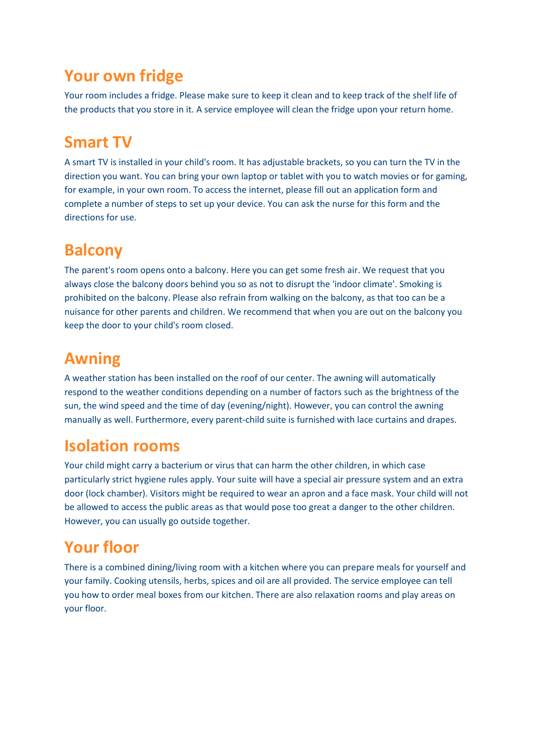## Your own fridge

Your room includes a fridge. Please make sure to keep it clean and to keep track of the shelf life of the products that you store in it. A service employee will clean the fridge upon your return home.

## Smart TV

A smart TV is installed in your child's room. It has adjustable brackets, so you can turn the TV in the direction you want. You can bring your own laptop or tablet with you to watch movies or for gaming, for example, in your own room. To access the internet, please fill out an application form and complete a number of steps to set up your device. You can ask the nurse for this form and the directions for use.

## Balcony

The parent's room opens onto a balcony. Here you can get some fresh air. We request that you always close the balcony doors behind you so as not to disrupt the 'indoor climate'. Smoking is prohibited on the balcony. Please also refrain from walking on the balcony, as that too can be a nuisance for other parents and children. We recommend that when you are out on the balcony you keep the door to your child's room closed.

## Awning

A weather station has been installed on the roof of our center. The awning will automatically respond to the weather conditions depending on a number of factors such as the brightness of the sun, the wind speed and the time of day (evening/night). However, you can control the awning manually as well. Furthermore, every parent-child suite is furnished with lace curtains and drapes.

## Isolation rooms

Your child might carry a bacterium or virus that can harm the other children, in which case particularly strict hygiene rules apply. Your suite will have a special air pressure system and an extra door (lock chamber). Visitors might be required to wear an apron and a face mask. Your child will not be allowed to access the public areas as that would pose too great a danger to the other children. However, you can usually go outside together.

## Your floor

There is a combined dining/living room with a kitchen where you can prepare meals for yourself and your family. Cooking utensils, herbs, spices and oil are all provided. The service employee can tell you how to order meal boxes from our kitchen. There are also relaxation rooms and play areas on your floor.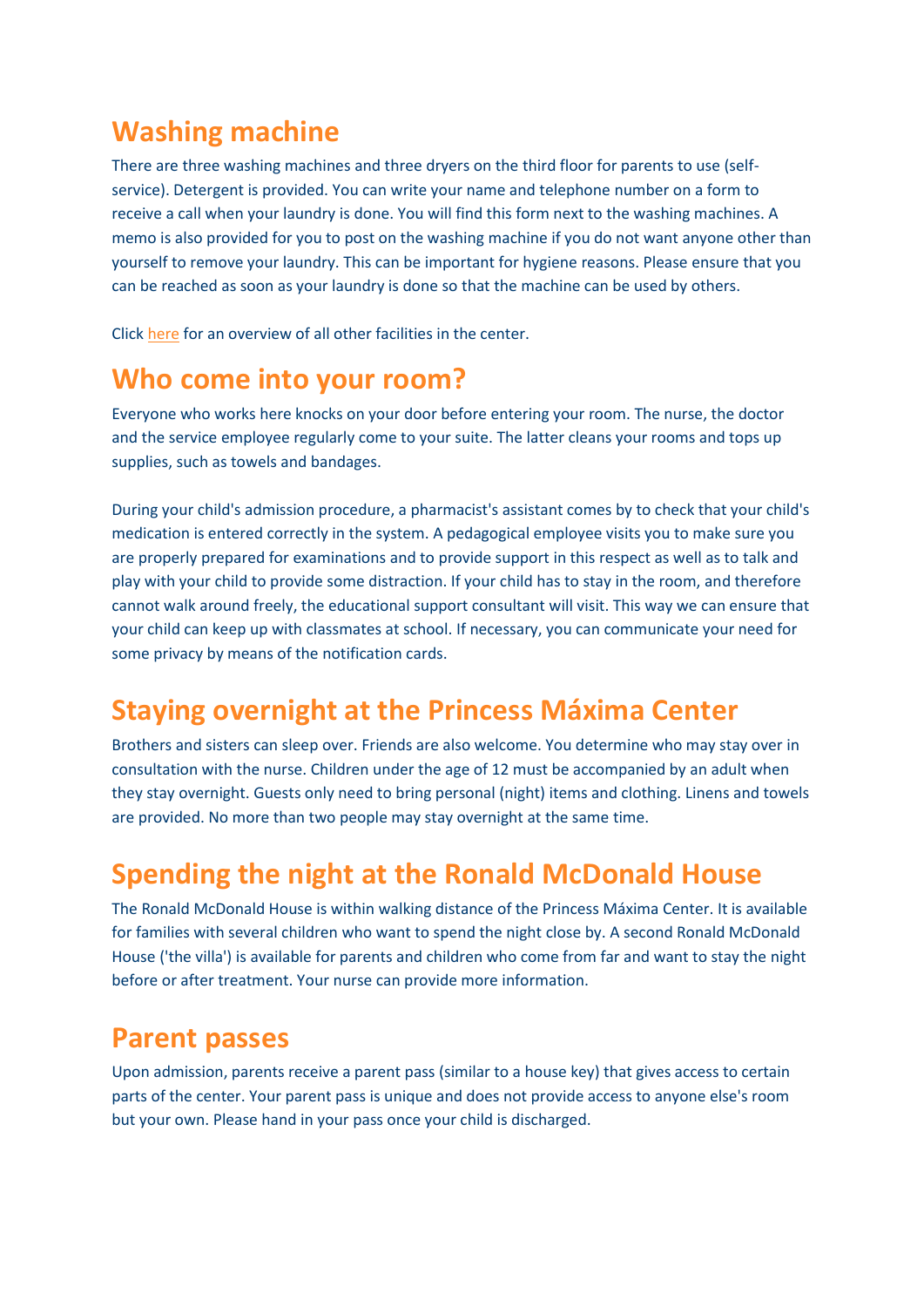## Washing machine

There are three washing machines and three dryers on the third floor for parents to use (self-service). Detergent is provided. You can write your name and telephone number on a form to receive a call when your laundry is done. You will find this form next to the washing machines. A memo is also provided for you to post on the washing machine if you do not want anyone other than yourself to remove your laundry. This can be important for hygiene reasons. Please ensure that you can be reached as soon as your laundry is done so that the machine can be used by others.

Click here for an overview of all other facilities in the center.

## Who come into your room?

Everyone who works here knocks on your door before entering your room. The nurse, the doctor and the service employee regularly come to your suite. The latter cleans your rooms and tops up supplies, such as towels and bandages.

During your child's admission procedure, a pharmacist's assistant comes by to check that your child's medication is entered correctly in the system. A pedagogical employee visits you to make sure you are properly prepared for examinations and to provide support in this respect as well as to talk and play with your child to provide some distraction. If your child has to stay in the room, and therefore cannot walk around freely, the educational support consultant will visit. This way we can ensure that your child can keep up with classmates at school. If necessary, you can communicate your need for some privacy by means of the notification cards.

## Staying overnight at the Princess Máxima Center

Brothers and sisters can sleep over. Friends are also welcome. You determine who may stay over in consultation with the nurse. Children under the age of 12 must be accompanied by an adult when they stay overnight. Guests only need to bring personal (night) items and clothing. Linens and towels are provided. No more than two people may stay overnight at the same time.

## Spending the night at the Ronald McDonald House

The Ronald McDonald House is within walking distance of the Princess Máxima Center. It is available for families with several children who want to spend the night close by. A second Ronald McDonald House ('the villa') is available for parents and children who come from far and want to stay the night before or after treatment. Your nurse can provide more information.

## Parent passes

Upon admission, parents receive a parent pass (similar to a house key) that gives access to certain parts of the center. Your parent pass is unique and does not provide access to anyone else's room but your own. Please hand in your pass once your child is discharged.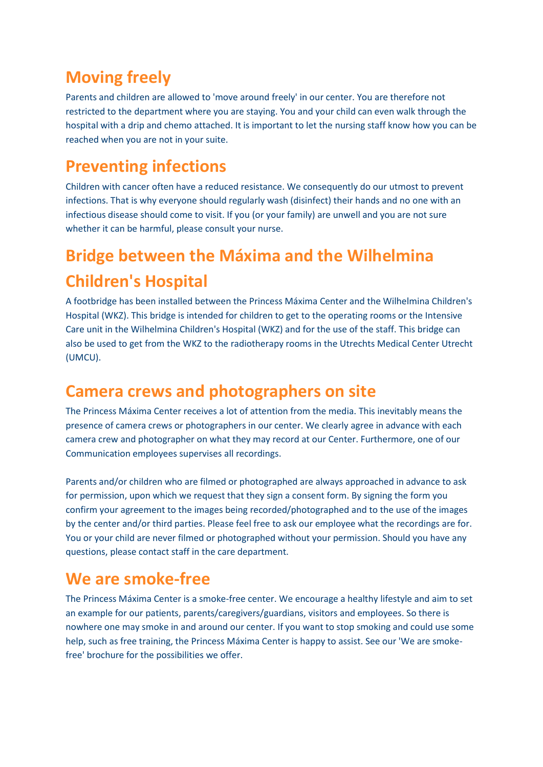## Moving freely

Parents and children are allowed to 'move around freely' in our center. You are therefore not restricted to the department where you are staying. You and your child can even walk through the hospital with a drip and chemo attached. It is important to let the nursing staff know how you can be reached when you are not in your suite.

## Preventing infections

Children with cancer often have a reduced resistance. We consequently do our utmost to prevent infections. That is why everyone should regularly wash (disinfect) their hands and no one with an infectious disease should come to visit. If you (or your family) are unwell and you are not sure whether it can be harmful, please consult your nurse.

## Bridge between the Máxima and the Wilhelmina Children's Hospital

A footbridge has been installed between the Princess Máxima Center and the Wilhelmina Children's Hospital (WKZ). This bridge is intended for children to get to the operating rooms or the Intensive Care unit in the Wilhelmina Children's Hospital (WKZ) and for the use of the staff. This bridge can also be used to get from the WKZ to the radiotherapy rooms in the Utrechts Medical Center Utrecht (UMCU).

## Camera crews and photographers on site

The Princess Máxima Center receives a lot of attention from the media. This inevitably means the presence of camera crews or photographers in our center. We clearly agree in advance with each camera crew and photographer on what they may record at our Center. Furthermore, one of our Communication employees supervises all recordings.

Parents and/or children who are filmed or photographed are always approached in advance to ask for permission, upon which we request that they sign a consent form. By signing the form you confirm your agreement to the images being recorded/photographed and to the use of the images by the center and/or third parties. Please feel free to ask our employee what the recordings are for. You or your child are never filmed or photographed without your permission. Should you have any questions, please contact staff in the care department.

## We are smoke-free

The Princess Máxima Center is a smoke-free center. We encourage a healthy lifestyle and aim to set an example for our patients, parents/caregivers/guardians, visitors and employees. So there is nowhere one may smoke in and around our center. If you want to stop smoking and could use some help, such as free training, the Princess Máxima Center is happy to assist. See our 'We are smoke-free' brochure for the possibilities we offer.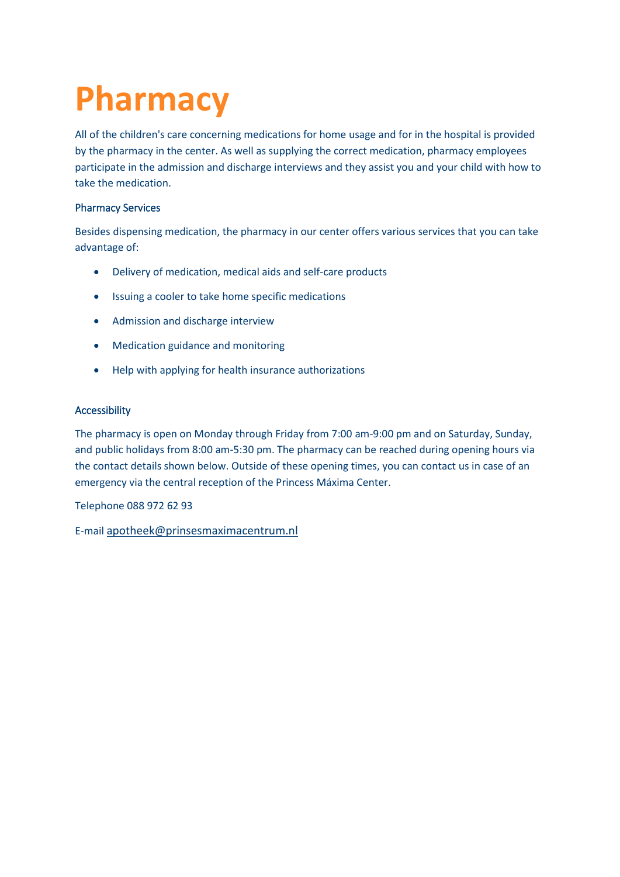# Pharmacy

All of the children's care concerning medications for home usage and for in the hospital is provided by the pharmacy in the center. As well as supplying the correct medication, pharmacy employees participate in the admission and discharge interviews and they assist you and your child with how to take the medication.

### Pharmacy Services

Besides dispensing medication, the pharmacy in our center offers various services that you can take advantage of:

- Delivery of medication, medical aids and self-care products
- Issuing a cooler to take home specific medications
- Admission and discharge interview
- Medication guidance and monitoring
- Help with applying for health insurance authorizations

### Accessibility

The pharmacy is open on Monday through Friday from 7:00 am-9:00 pm and on Saturday, Sunday, and public holidays from 8:00 am-5:30 pm. The pharmacy can be reached during opening hours via the contact details shown below. Outside of these opening times, you can contact us in case of an emergency via the central reception of the Princess Máxima Center.

Telephone 088 972 62 93

E-mail apotheek@prinsesmaximacentrum.nl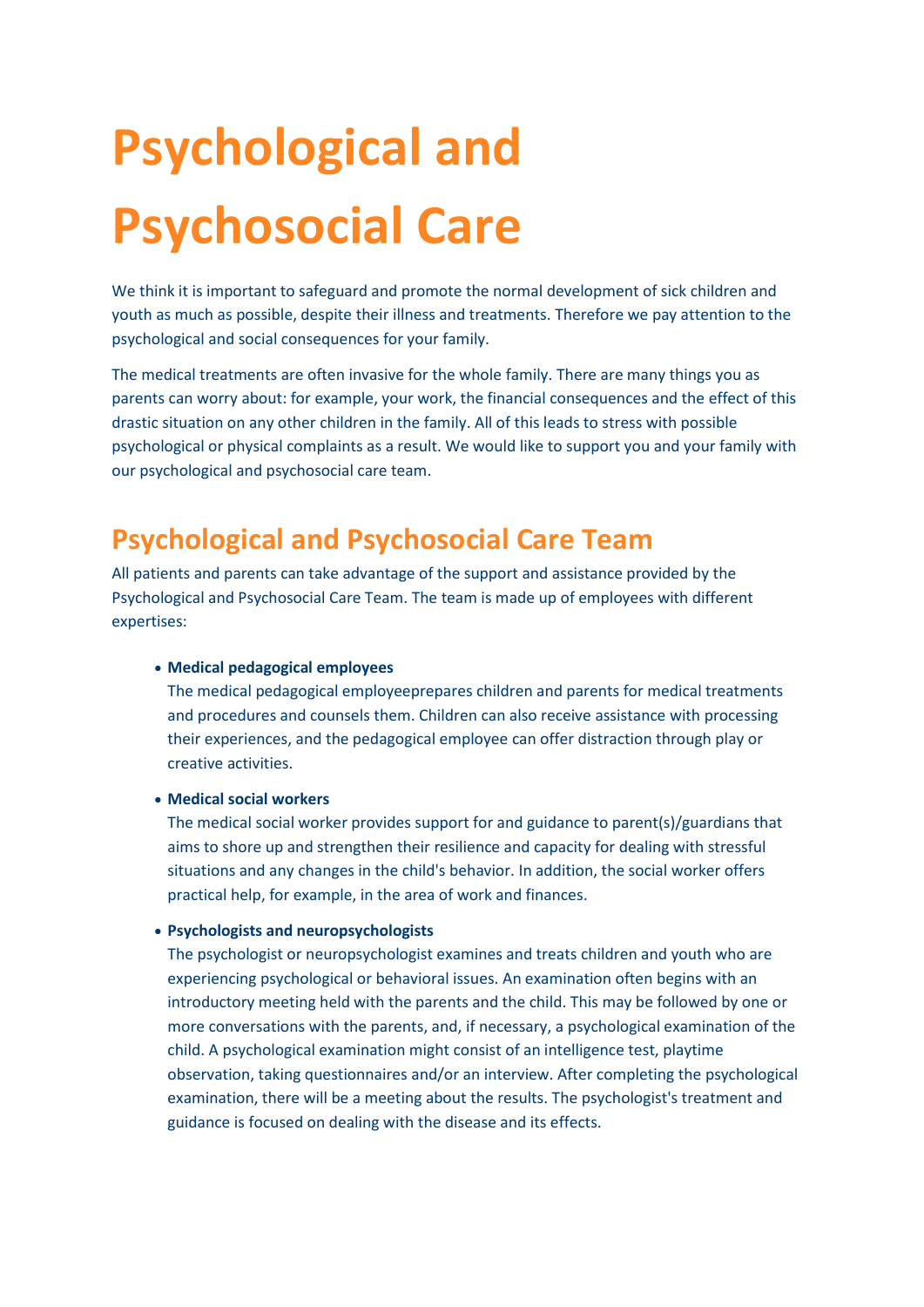# Psychological and Psychosocial Care

We think it is important to safeguard and promote the normal development of sick children and youth as much as possible, despite their illness and treatments. Therefore we pay attention to the psychological and social consequences for your family.

The medical treatments are often invasive for the whole family. There are many things you as parents can worry about: for example, your work, the financial consequences and the effect of this drastic situation on any other children in the family. All of this leads to stress with possible psychological or physical complaints as a result. We would like to support you and your family with our psychological and psychosocial care team.

## Psychological and Psychosocial Care Team

All patients and parents can take advantage of the support and assistance provided by the Psychological and Psychosocial Care Team. The team is made up of employees with different expertises:

- **Medical pedagogical employees**
  The medical pedagogical employeeprepares children and parents for medical treatments and procedures and counsels them. Children can also receive assistance with processing their experiences, and the pedagogical employee can offer distraction through play or creative activities.

- **Medical social workers**
  The medical social worker provides support for and guidance to parent(s)/guardians that aims to shore up and strengthen their resilience and capacity for dealing with stressful situations and any changes in the child's behavior. In addition, the social worker offers practical help, for example, in the area of work and finances.

- **Psychologists and neuropsychologists**
  The psychologist or neuropsychologist examines and treats children and youth who are experiencing psychological or behavioral issues. An examination often begins with an introductory meeting held with the parents and the child. This may be followed by one or more conversations with the parents, and, if necessary, a psychological examination of the child. A psychological examination might consist of an intelligence test, playtime observation, taking questionnaires and/or an interview. After completing the psychological examination, there will be a meeting about the results. The psychologist's treatment and guidance is focused on dealing with the disease and its effects.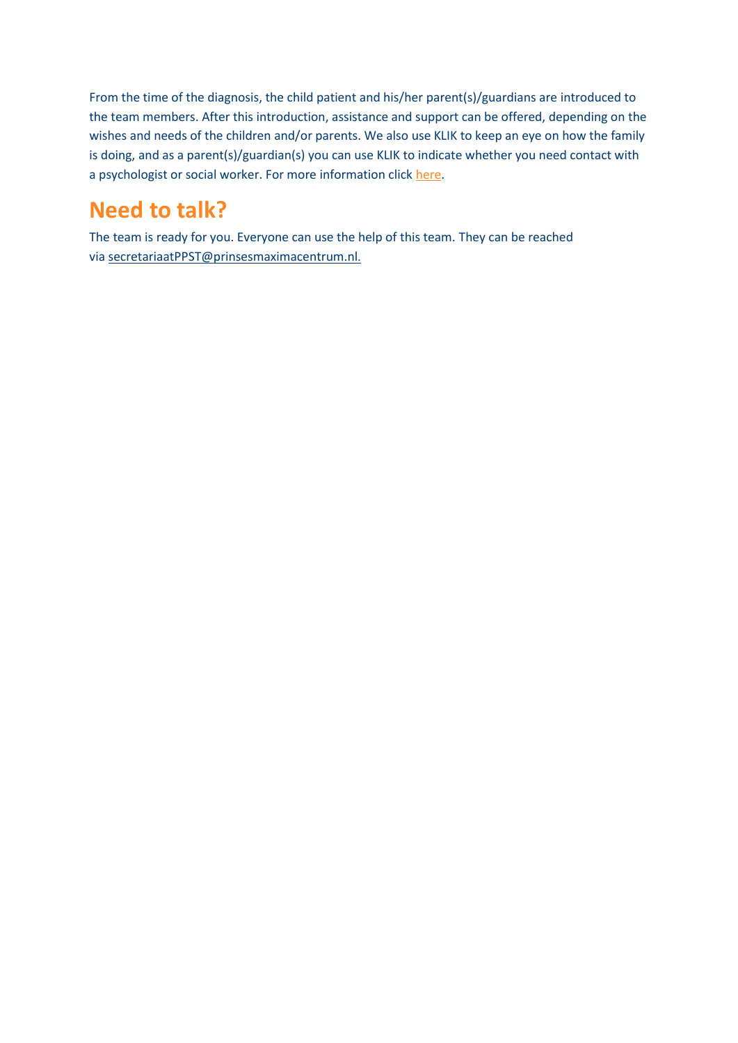From the time of the diagnosis, the child patient and his/her parent(s)/guardians are introduced to the team members. After this introduction, assistance and support can be offered, depending on the wishes and needs of the children and/or parents. We also use KLIK to keep an eye on how the family is doing, and as a parent(s)/guardian(s) you can use KLIK to indicate whether you need contact with a psychologist or social worker. For more information click here.

## Need to talk?

The team is ready for you. Everyone can use the help of this team. They can be reached via secretariaatPPST@prinsesmaximacentrum.nl.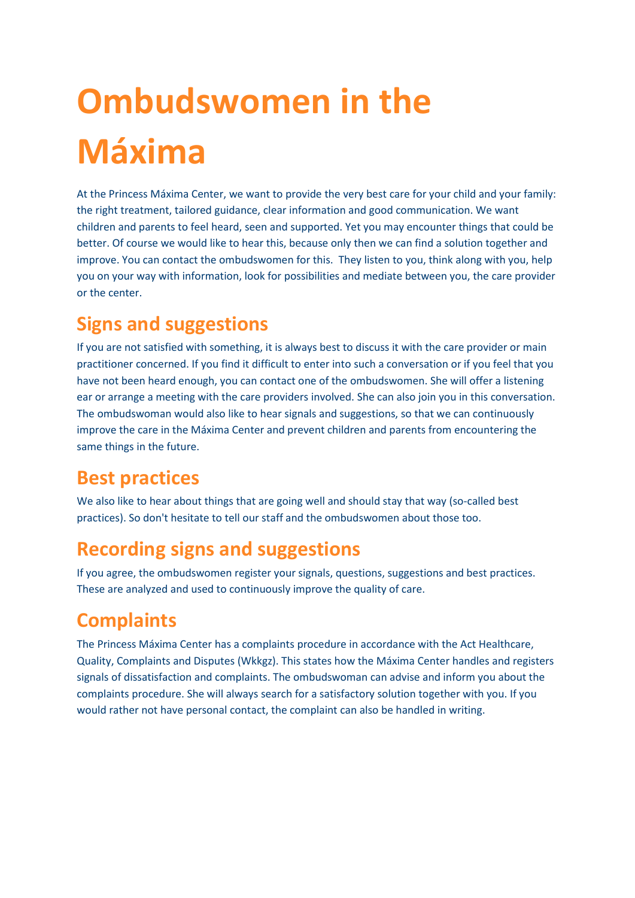# Ombudswomen in the Máxima

At the Princess Máxima Center, we want to provide the very best care for your child and your family: the right treatment, tailored guidance, clear information and good communication. We want children and parents to feel heard, seen and supported. Yet you may encounter things that could be better. Of course we would like to hear this, because only then we can find a solution together and improve. You can contact the ombudswomen for this. They listen to you, think along with you, help you on your way with information, look for possibilities and mediate between you, the care provider or the center.

## Signs and suggestions

If you are not satisfied with something, it is always best to discuss it with the care provider or main practitioner concerned. If you find it difficult to enter into such a conversation or if you feel that you have not been heard enough, you can contact one of the ombudswomen. She will offer a listening ear or arrange a meeting with the care providers involved. She can also join you in this conversation. The ombudswoman would also like to hear signals and suggestions, so that we can continuously improve the care in the Máxima Center and prevent children and parents from encountering the same things in the future.

## Best practices

We also like to hear about things that are going well and should stay that way (so-called best practices). So don't hesitate to tell our staff and the ombudswomen about those too.

## Recording signs and suggestions

If you agree, the ombudswomen register your signals, questions, suggestions and best practices. These are analyzed and used to continuously improve the quality of care.

## Complaints

The Princess Máxima Center has a complaints procedure in accordance with the Act Healthcare, Quality, Complaints and Disputes (Wkkgz). This states how the Máxima Center handles and registers signals of dissatisfaction and complaints. The ombudswoman can advise and inform you about the complaints procedure. She will always search for a satisfactory solution together with you. If you would rather not have personal contact, the complaint can also be handled in writing.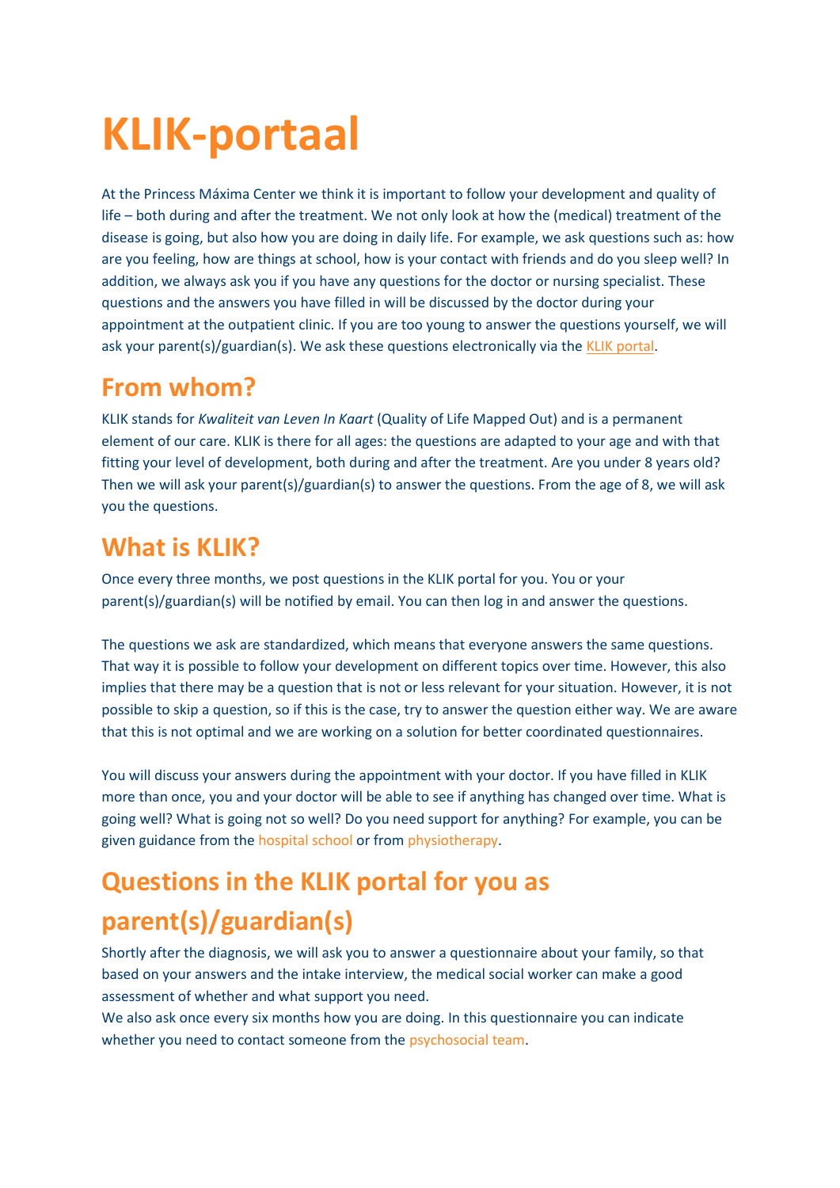# KLIK-portaal

At the Princess Máxima Center we think it is important to follow your development and quality of life – both during and after the treatment. We not only look at how the (medical) treatment of the disease is going, but also how you are doing in daily life. For example, we ask questions such as: how are you feeling, how are things at school, how is your contact with friends and do you sleep well? In addition, we always ask you if you have any questions for the doctor or nursing specialist. These questions and the answers you have filled in will be discussed by the doctor during your appointment at the outpatient clinic. If you are too young to answer the questions yourself, we will ask your parent(s)/guardian(s). We ask these questions electronically via the KLIK portal.

## From whom?

KLIK stands for *Kwaliteit van Leven In Kaart* (Quality of Life Mapped Out) and is a permanent element of our care. KLIK is there for all ages: the questions are adapted to your age and with that fitting your level of development, both during and after the treatment. Are you under 8 years old? Then we will ask your parent(s)/guardian(s) to answer the questions. From the age of 8, we will ask you the questions.

## What is KLIK?

Once every three months, we post questions in the KLIK portal for you. You or your parent(s)/guardian(s) will be notified by email. You can then log in and answer the questions.

The questions we ask are standardized, which means that everyone answers the same questions. That way it is possible to follow your development on different topics over time. However, this also implies that there may be a question that is not or less relevant for your situation. However, it is not possible to skip a question, so if this is the case, try to answer the question either way. We are aware that this is not optimal and we are working on a solution for better coordinated questionnaires.

You will discuss your answers during the appointment with your doctor. If you have filled in KLIK more than once, you and your doctor will be able to see if anything has changed over time. What is going well? What is going not so well? Do you need support for anything? For example, you can be given guidance from the hospital school or from physiotherapy.

## Questions in the KLIK portal for you as parent(s)/guardian(s)

Shortly after the diagnosis, we will ask you to answer a questionnaire about your family, so that based on your answers and the intake interview, the medical social worker can make a good assessment of whether and what support you need.
We also ask once every six months how you are doing. In this questionnaire you can indicate whether you need to contact someone from the psychosocial team.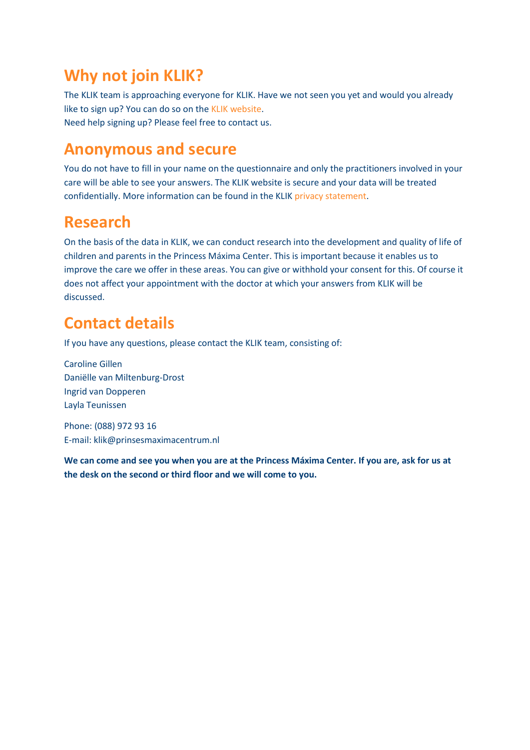## Why not join KLIK?

The KLIK team is approaching everyone for KLIK. Have we not seen you yet and would you already like to sign up? You can do so on the KLIK website.
Need help signing up? Please feel free to contact us.

## Anonymous and secure

You do not have to fill in your name on the questionnaire and only the practitioners involved in your care will be able to see your answers. The KLIK website is secure and your data will be treated confidentially. More information can be found in the KLIK privacy statement.

## Research

On the basis of the data in KLIK, we can conduct research into the development and quality of life of children and parents in the Princess Máxima Center. This is important because it enables us to improve the care we offer in these areas. You can give or withhold your consent for this. Of course it does not affect your appointment with the doctor at which your answers from KLIK will be discussed.

## Contact details

If you have any questions, please contact the KLIK team, consisting of:

Caroline Gillen
Daniëlle van Miltenburg-Drost
Ingrid van Dopperen
Layla Teunissen

Phone: (088) 972 93 16
E-mail: klik@prinsesmaximacentrum.nl

**We can come and see you when you are at the Princess Máxima Center. If you are, ask for us at the desk on the second or third floor and we will come to you.**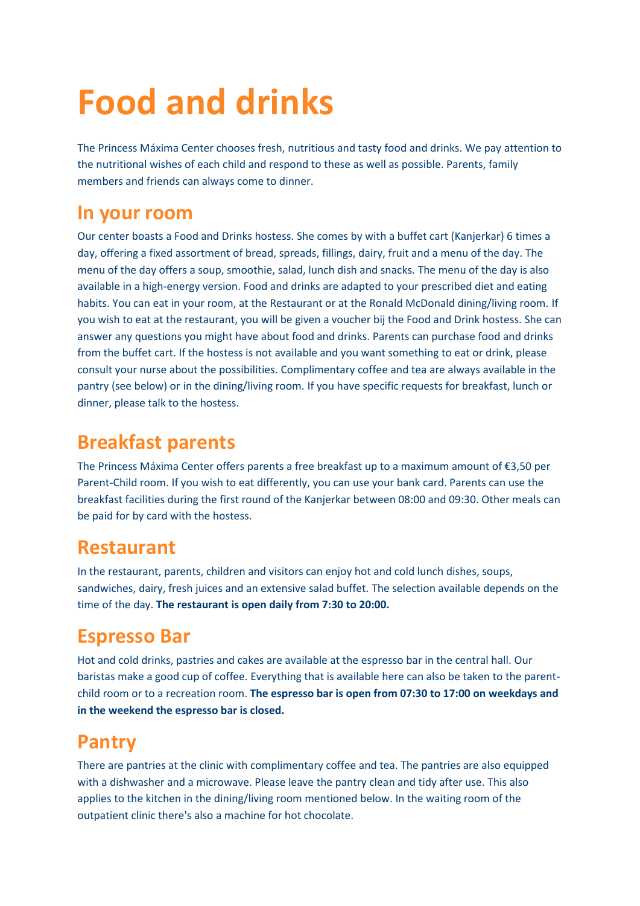# Food and drinks

The Princess Máxima Center chooses fresh, nutritious and tasty food and drinks. We pay attention to the nutritional wishes of each child and respond to these as well as possible. Parents, family members and friends can always come to dinner.

## In your room

Our center boasts a Food and Drinks hostess. She comes by with a buffet cart (Kanjerkar) 6 times a day, offering a fixed assortment of bread, spreads, fillings, dairy, fruit and a menu of the day. The menu of the day offers a soup, smoothie, salad, lunch dish and snacks. The menu of the day is also available in a high-energy version. Food and drinks are adapted to your prescribed diet and eating habits. You can eat in your room, at the Restaurant or at the Ronald McDonald dining/living room. If you wish to eat at the restaurant, you will be given a voucher bij the Food and Drink hostess. She can answer any questions you might have about food and drinks. Parents can purchase food and drinks from the buffet cart. If the hostess is not available and you want something to eat or drink, please consult your nurse about the possibilities. Complimentary coffee and tea are always available in the pantry (see below) or in the dining/living room. If you have specific requests for breakfast, lunch or dinner, please talk to the hostess.

## Breakfast parents

The Princess Máxima Center offers parents a free breakfast up to a maximum amount of €3,50 per Parent-Child room. If you wish to eat differently, you can use your bank card. Parents can use the breakfast facilities during the first round of the Kanjerkar between 08:00 and 09:30. Other meals can be paid for by card with the hostess.

## Restaurant

In the restaurant, parents, children and visitors can enjoy hot and cold lunch dishes, soups, sandwiches, dairy, fresh juices and an extensive salad buffet. The selection available depends on the time of the day. **The restaurant is open daily from 7:30 to 20:00.**

## Espresso Bar

Hot and cold drinks, pastries and cakes are available at the espresso bar in the central hall. Our baristas make a good cup of coffee. Everything that is available here can also be taken to the parent-child room or to a recreation room. **The espresso bar is open from 07:30 to 17:00 on weekdays and in the weekend the espresso bar is closed.**

## Pantry

There are pantries at the clinic with complimentary coffee and tea. The pantries are also equipped with a dishwasher and a microwave. Please leave the pantry clean and tidy after use. This also applies to the kitchen in the dining/living room mentioned below. In the waiting room of the outpatient clinic there's also a machine for hot chocolate.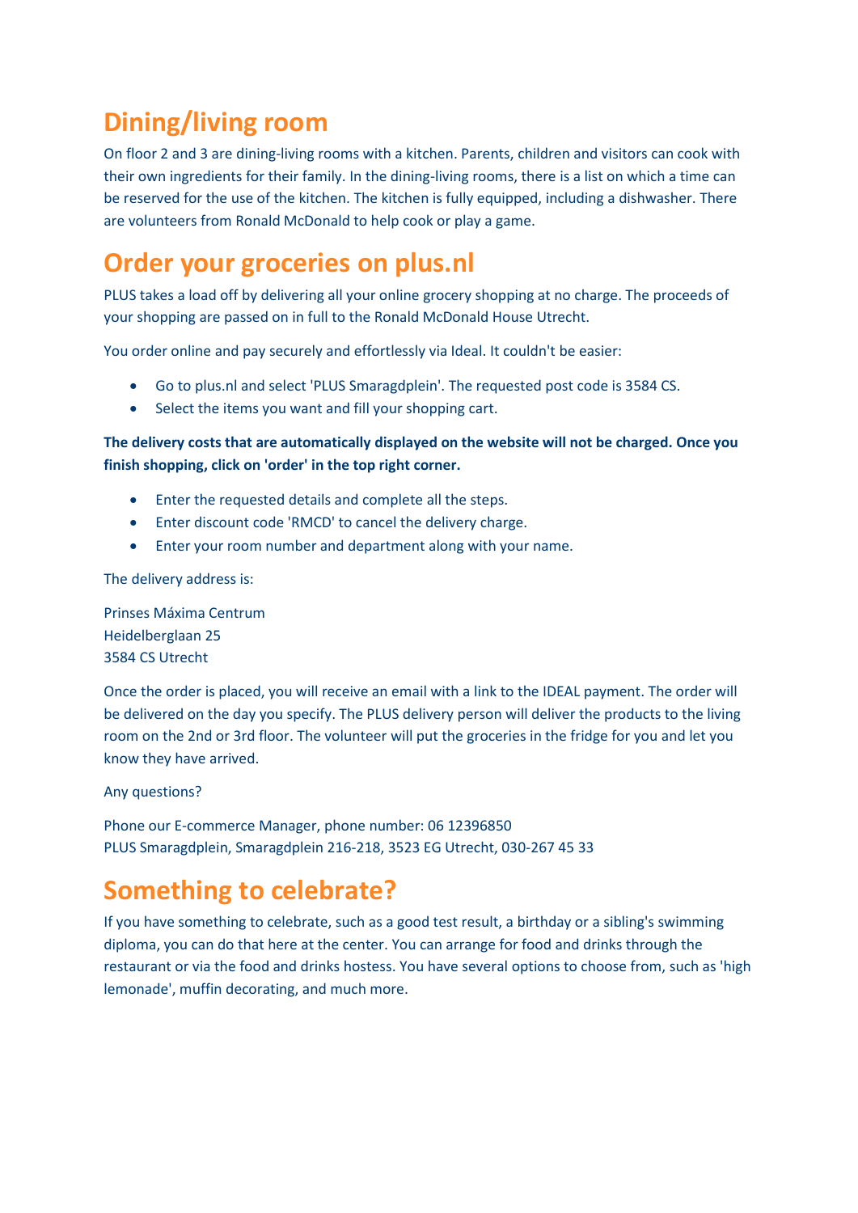# Dining/living room

On floor 2 and 3 are dining-living rooms with a kitchen. Parents, children and visitors can cook with their own ingredients for their family. In the dining-living rooms, there is a list on which a time can be reserved for the use of the kitchen. The kitchen is fully equipped, including a dishwasher. There are volunteers from Ronald McDonald to help cook or play a game.

# Order your groceries on plus.nl

PLUS takes a load off by delivering all your online grocery shopping at no charge. The proceeds of your shopping are passed on in full to the Ronald McDonald House Utrecht.

You order online and pay securely and effortlessly via Ideal. It couldn't be easier:

- Go to plus.nl and select 'PLUS Smaragdplein'. The requested post code is 3584 CS.
- Select the items you want and fill your shopping cart.

**The delivery costs that are automatically displayed on the website will not be charged. Once you finish shopping, click on 'order' in the top right corner.**

- Enter the requested details and complete all the steps.
- Enter discount code 'RMCD' to cancel the delivery charge.
- Enter your room number and department along with your name.

The delivery address is:

Prinses Máxima Centrum
Heidelberglaan 25
3584 CS Utrecht

Once the order is placed, you will receive an email with a link to the IDEAL payment. The order will be delivered on the day you specify. The PLUS delivery person will deliver the products to the living room on the 2nd or 3rd floor. The volunteer will put the groceries in the fridge for you and let you know they have arrived.

Any questions?

Phone our E-commerce Manager, phone number: 06 12396850
PLUS Smaragdplein, Smaragdplein 216-218, 3523 EG Utrecht, 030-267 45 33

# Something to celebrate?

If you have something to celebrate, such as a good test result, a birthday or a sibling's swimming diploma, you can do that here at the center. You can arrange for food and drinks through the restaurant or via the food and drinks hostess. You have several options to choose from, such as 'high lemonade', muffin decorating, and much more.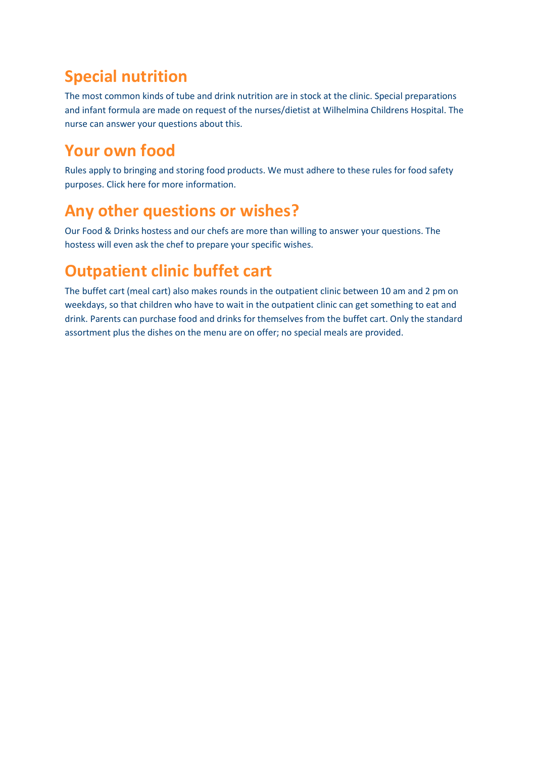## Special nutrition

The most common kinds of tube and drink nutrition are in stock at the clinic. Special preparations and infant formula are made on request of the nurses/dietist at Wilhelmina Childrens Hospital. The nurse can answer your questions about this.

## Your own food

Rules apply to bringing and storing food products. We must adhere to these rules for food safety purposes. Click here for more information.

## Any other questions or wishes?

Our Food & Drinks hostess and our chefs are more than willing to answer your questions. The hostess will even ask the chef to prepare your specific wishes.

## Outpatient clinic buffet cart

The buffet cart (meal cart) also makes rounds in the outpatient clinic between 10 am and 2 pm on weekdays, so that children who have to wait in the outpatient clinic can get something to eat and drink. Parents can purchase food and drinks for themselves from the buffet cart. Only the standard assortment plus the dishes on the menu are on offer; no special meals are provided.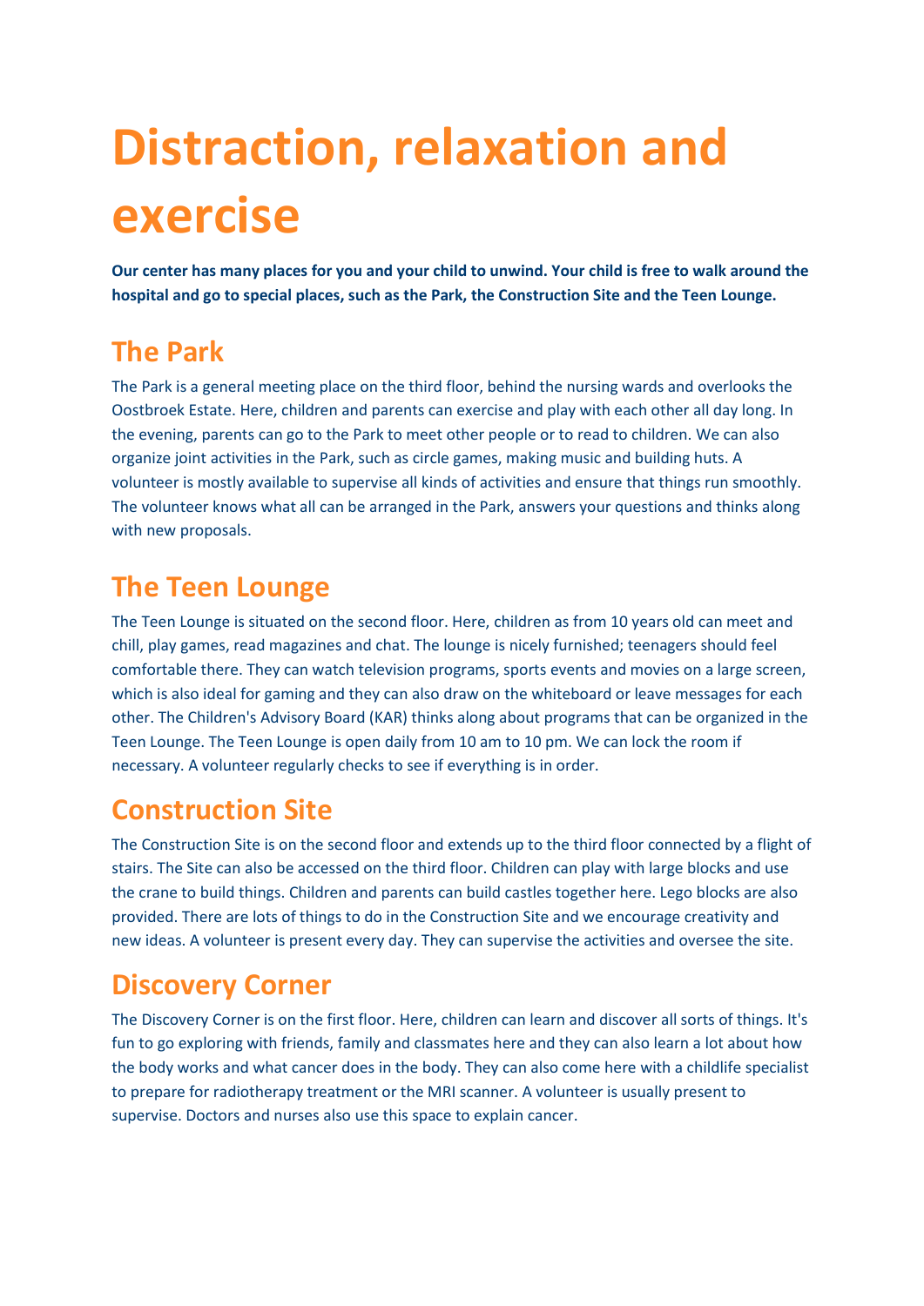# Distraction, relaxation and exercise

**Our center has many places for you and your child to unwind. Your child is free to walk around the hospital and go to special places, such as the Park, the Construction Site and the Teen Lounge.**

## The Park

The Park is a general meeting place on the third floor, behind the nursing wards and overlooks the Oostbroek Estate. Here, children and parents can exercise and play with each other all day long. In the evening, parents can go to the Park to meet other people or to read to children. We can also organize joint activities in the Park, such as circle games, making music and building huts. A volunteer is mostly available to supervise all kinds of activities and ensure that things run smoothly. The volunteer knows what all can be arranged in the Park, answers your questions and thinks along with new proposals.

## The Teen Lounge

The Teen Lounge is situated on the second floor. Here, children as from 10 years old can meet and chill, play games, read magazines and chat. The lounge is nicely furnished; teenagers should feel comfortable there. They can watch television programs, sports events and movies on a large screen, which is also ideal for gaming and they can also draw on the whiteboard or leave messages for each other. The Children's Advisory Board (KAR) thinks along about programs that can be organized in the Teen Lounge. The Teen Lounge is open daily from 10 am to 10 pm. We can lock the room if necessary. A volunteer regularly checks to see if everything is in order.

## Construction Site

The Construction Site is on the second floor and extends up to the third floor connected by a flight of stairs. The Site can also be accessed on the third floor. Children can play with large blocks and use the crane to build things. Children and parents can build castles together here. Lego blocks are also provided. There are lots of things to do in the Construction Site and we encourage creativity and new ideas. A volunteer is present every day. They can supervise the activities and oversee the site.

## Discovery Corner

The Discovery Corner is on the first floor. Here, children can learn and discover all sorts of things. It's fun to go exploring with friends, family and classmates here and they can also learn a lot about how the body works and what cancer does in the body. They can also come here with a childlife specialist to prepare for radiotherapy treatment or the MRI scanner. A volunteer is usually present to supervise. Doctors and nurses also use this space to explain cancer.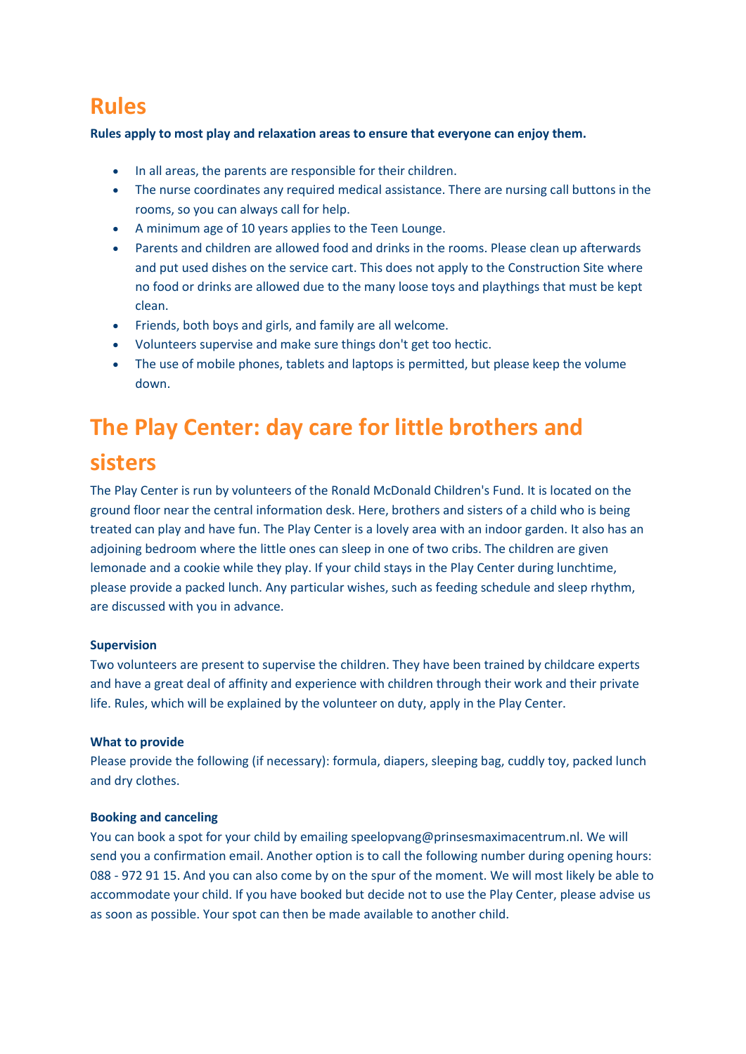## Rules

**Rules apply to most play and relaxation areas to ensure that everyone can enjoy them.**

- In all areas, the parents are responsible for their children.
- The nurse coordinates any required medical assistance. There are nursing call buttons in the rooms, so you can always call for help.
- A minimum age of 10 years applies to the Teen Lounge.
- Parents and children are allowed food and drinks in the rooms. Please clean up afterwards and put used dishes on the service cart. This does not apply to the Construction Site where no food or drinks are allowed due to the many loose toys and playthings that must be kept clean.
- Friends, both boys and girls, and family are all welcome.
- Volunteers supervise and make sure things don't get too hectic.
- The use of mobile phones, tablets and laptops is permitted, but please keep the volume down.

## The Play Center: day care for little brothers and sisters

The Play Center is run by volunteers of the Ronald McDonald Children's Fund. It is located on the ground floor near the central information desk. Here, brothers and sisters of a child who is being treated can play and have fun. The Play Center is a lovely area with an indoor garden. It also has an adjoining bedroom where the little ones can sleep in one of two cribs. The children are given lemonade and a cookie while they play. If your child stays in the Play Center during lunchtime, please provide a packed lunch. Any particular wishes, such as feeding schedule and sleep rhythm, are discussed with you in advance.

**Supervision**

Two volunteers are present to supervise the children. They have been trained by childcare experts and have a great deal of affinity and experience with children through their work and their private life. Rules, which will be explained by the volunteer on duty, apply in the Play Center.

**What to provide**

Please provide the following (if necessary): formula, diapers, sleeping bag, cuddly toy, packed lunch and dry clothes.

**Booking and canceling**

You can book a spot for your child by emailing speelopvang@prinsesmaximacentrum.nl. We will send you a confirmation email. Another option is to call the following number during opening hours: 088 - 972 91 15. And you can also come by on the spur of the moment. We will most likely be able to accommodate your child. If you have booked but decide not to use the Play Center, please advise us as soon as possible. Your spot can then be made available to another child.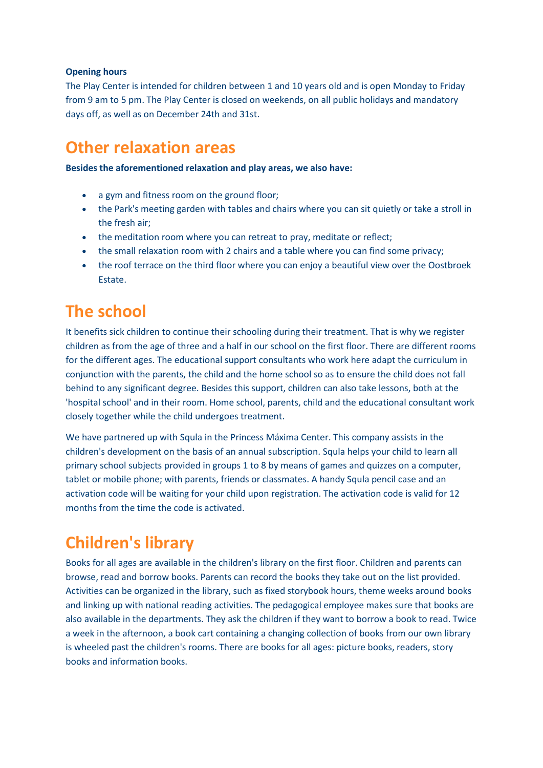**Opening hours**

The Play Center is intended for children between 1 and 10 years old and is open Monday to Friday from 9 am to 5 pm. The Play Center is closed on weekends, on all public holidays and mandatory days off, as well as on December 24th and 31st.

## Other relaxation areas

**Besides the aforementioned relaxation and play areas, we also have:**

- a gym and fitness room on the ground floor;
- the Park's meeting garden with tables and chairs where you can sit quietly or take a stroll in the fresh air;
- the meditation room where you can retreat to pray, meditate or reflect;
- the small relaxation room with 2 chairs and a table where you can find some privacy;
- the roof terrace on the third floor where you can enjoy a beautiful view over the Oostbroek Estate.

## The school

It benefits sick children to continue their schooling during their treatment. That is why we register children as from the age of three and a half in our school on the first floor. There are different rooms for the different ages. The educational support consultants who work here adapt the curriculum in conjunction with the parents, the child and the home school so as to ensure the child does not fall behind to any significant degree. Besides this support, children can also take lessons, both at the 'hospital school' and in their room. Home school, parents, child and the educational consultant work closely together while the child undergoes treatment.

We have partnered up with Squla in the Princess Máxima Center. This company assists in the children's development on the basis of an annual subscription. Squla helps your child to learn all primary school subjects provided in groups 1 to 8 by means of games and quizzes on a computer, tablet or mobile phone; with parents, friends or classmates. A handy Squla pencil case and an activation code will be waiting for your child upon registration. The activation code is valid for 12 months from the time the code is activated.

## Children's library

Books for all ages are available in the children's library on the first floor. Children and parents can browse, read and borrow books. Parents can record the books they take out on the list provided. Activities can be organized in the library, such as fixed storybook hours, theme weeks around books and linking up with national reading activities. The pedagogical employee makes sure that books are also available in the departments. They ask the children if they want to borrow a book to read. Twice a week in the afternoon, a book cart containing a changing collection of books from our own library is wheeled past the children's rooms. There are books for all ages: picture books, readers, story books and information books.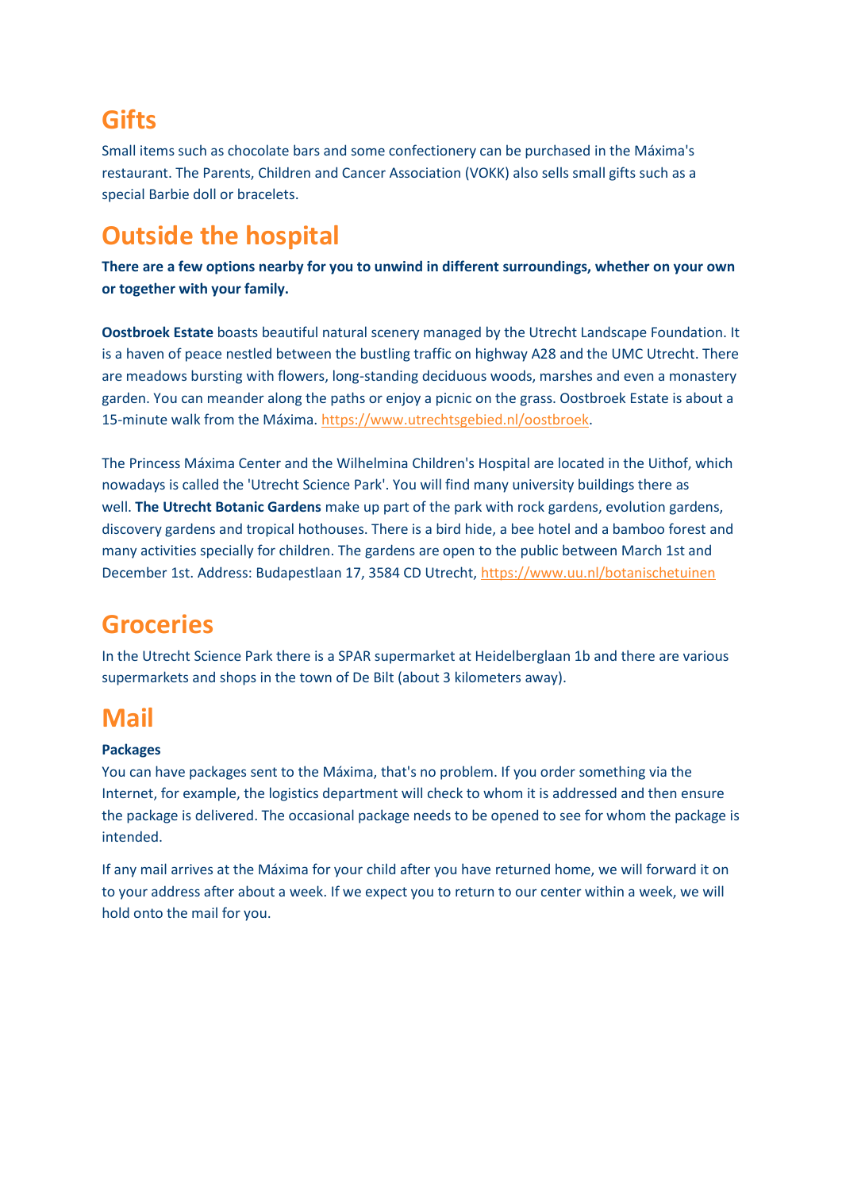## Gifts

Small items such as chocolate bars and some confectionery can be purchased in the Máxima's restaurant. The Parents, Children and Cancer Association (VOKK) also sells small gifts such as a special Barbie doll or bracelets.

## Outside the hospital

**There are a few options nearby for you to unwind in different surroundings, whether on your own or together with your family.**

**Oostbroek Estate** boasts beautiful natural scenery managed by the Utrecht Landscape Foundation. It is a haven of peace nestled between the bustling traffic on highway A28 and the UMC Utrecht. There are meadows bursting with flowers, long-standing deciduous woods, marshes and even a monastery garden. You can meander along the paths or enjoy a picnic on the grass. Oostbroek Estate is about a 15-minute walk from the Máxima. https://www.utrechtsgebied.nl/oostbroek.

The Princess Máxima Center and the Wilhelmina Children's Hospital are located in the Uithof, which nowadays is called the 'Utrecht Science Park'. You will find many university buildings there as well. **The Utrecht Botanic Gardens** make up part of the park with rock gardens, evolution gardens, discovery gardens and tropical hothouses. There is a bird hide, a bee hotel and a bamboo forest and many activities specially for children. The gardens are open to the public between March 1st and December 1st. Address: Budapestlaan 17, 3584 CD Utrecht, https://www.uu.nl/botanischetuinen

## Groceries

In the Utrecht Science Park there is a SPAR supermarket at Heidelberglaan 1b and there are various supermarkets and shops in the town of De Bilt (about 3 kilometers away).

## Mail

**Packages**

You can have packages sent to the Máxima, that's no problem. If you order something via the Internet, for example, the logistics department will check to whom it is addressed and then ensure the package is delivered. The occasional package needs to be opened to see for whom the package is intended.

If any mail arrives at the Máxima for your child after you have returned home, we will forward it on to your address after about a week. If we expect you to return to our center within a week, we will hold onto the mail for you.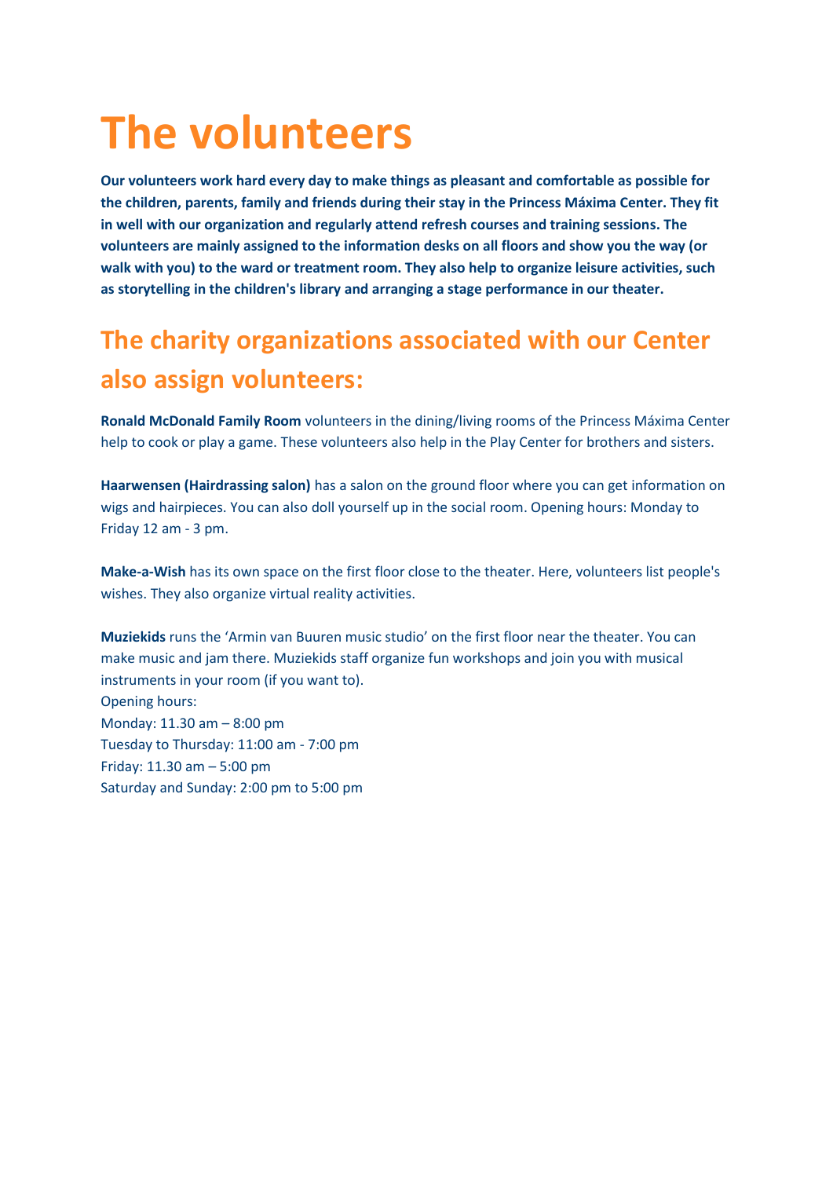# The volunteers

**Our volunteers work hard every day to make things as pleasant and comfortable as possible for the children, parents, family and friends during their stay in the Princess Máxima Center. They fit in well with our organization and regularly attend refresh courses and training sessions. The volunteers are mainly assigned to the information desks on all floors and show you the way (or walk with you) to the ward or treatment room. They also help to organize leisure activities, such as storytelling in the children's library and arranging a stage performance in our theater.**

## The charity organizations associated with our Center also assign volunteers:

**Ronald McDonald Family Room** volunteers in the dining/living rooms of the Princess Máxima Center help to cook or play a game. These volunteers also help in the Play Center for brothers and sisters.

**Haarwensen (Hairdrassing salon)** has a salon on the ground floor where you can get information on wigs and hairpieces. You can also doll yourself up in the social room. Opening hours: Monday to Friday 12 am - 3 pm.

**Make-a-Wish** has its own space on the first floor close to the theater. Here, volunteers list people's wishes. They also organize virtual reality activities.

**Muziekids** runs the 'Armin van Buuren music studio' on the first floor near the theater. You can make music and jam there. Muziekids staff organize fun workshops and join you with musical instruments in your room (if you want to).
Opening hours:
Monday: 11.30 am – 8:00 pm
Tuesday to Thursday: 11:00 am - 7:00 pm
Friday: 11.30 am – 5:00 pm
Saturday and Sunday: 2:00 pm to 5:00 pm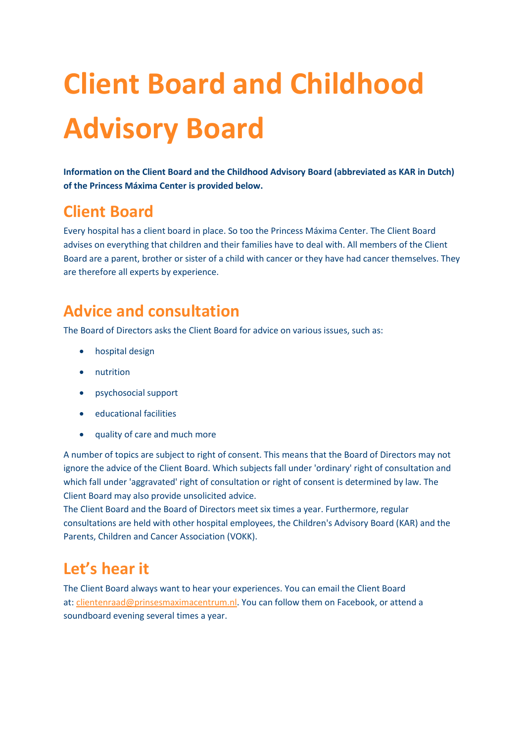# Client Board and Childhood Advisory Board

**Information on the Client Board and the Childhood Advisory Board (abbreviated as KAR in Dutch) of the Princess Máxima Center is provided below.**

## Client Board

Every hospital has a client board in place. So too the Princess Máxima Center. The Client Board advises on everything that children and their families have to deal with. All members of the Client Board are a parent, brother or sister of a child with cancer or they have had cancer themselves. They are therefore all experts by experience.

## Advice and consultation

The Board of Directors asks the Client Board for advice on various issues, such as:

- hospital design
- nutrition
- psychosocial support
- educational facilities
- quality of care and much more

A number of topics are subject to right of consent. This means that the Board of Directors may not ignore the advice of the Client Board. Which subjects fall under 'ordinary' right of consultation and which fall under 'aggravated' right of consultation or right of consent is determined by law. The Client Board may also provide unsolicited advice.
The Client Board and the Board of Directors meet six times a year. Furthermore, regular consultations are held with other hospital employees, the Children's Advisory Board (KAR) and the Parents, Children and Cancer Association (VOKK).

## Let's hear it

The Client Board always want to hear your experiences. You can email the Client Board at: clientenraad@prinsesmaximacentrum.nl. You can follow them on Facebook, or attend a soundboard evening several times a year.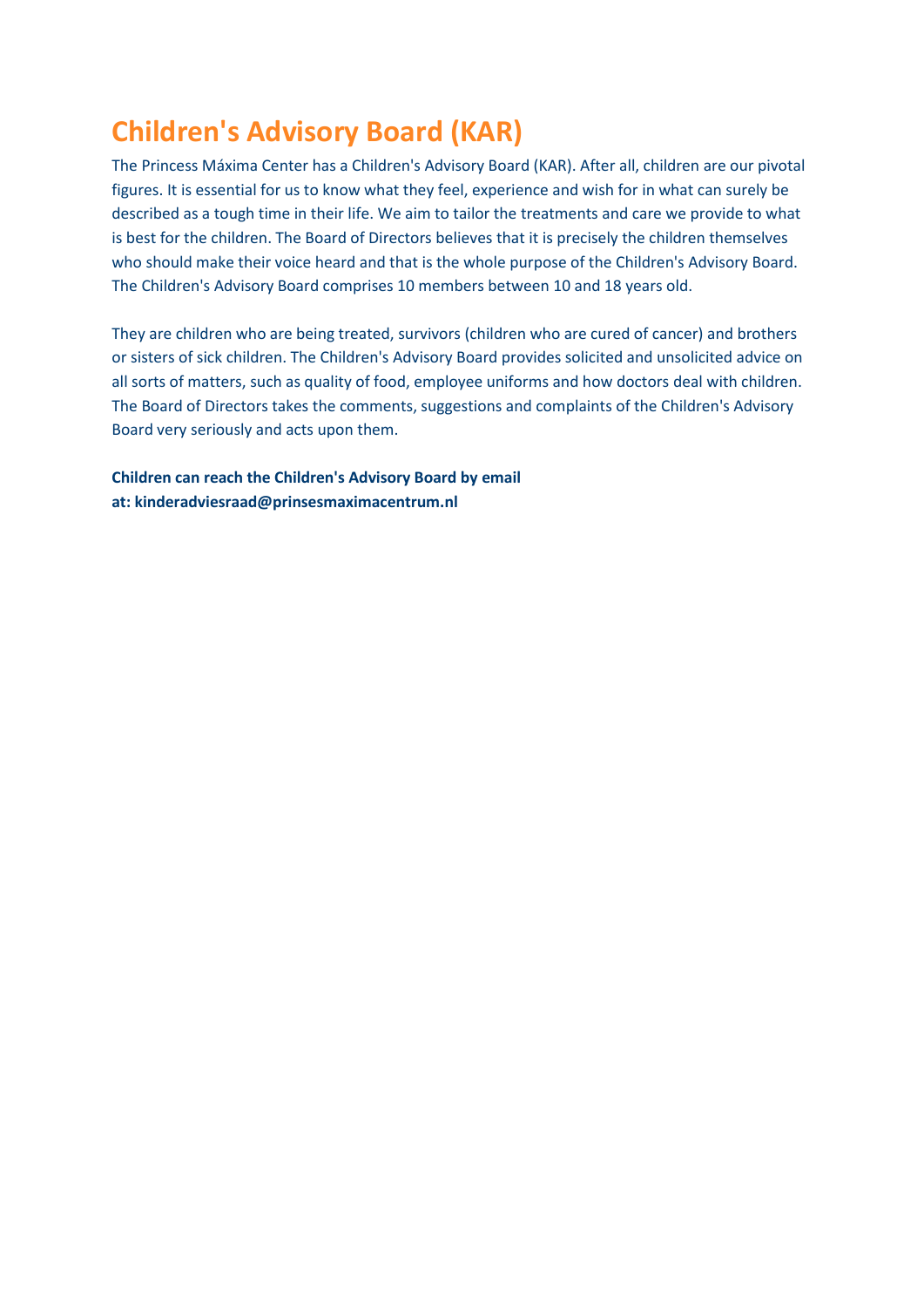# Children's Advisory Board (KAR)

The Princess Máxima Center has a Children's Advisory Board (KAR). After all, children are our pivotal figures. It is essential for us to know what they feel, experience and wish for in what can surely be described as a tough time in their life. We aim to tailor the treatments and care we provide to what is best for the children. The Board of Directors believes that it is precisely the children themselves who should make their voice heard and that is the whole purpose of the Children's Advisory Board. The Children's Advisory Board comprises 10 members between 10 and 18 years old.

They are children who are being treated, survivors (children who are cured of cancer) and brothers or sisters of sick children. The Children's Advisory Board provides solicited and unsolicited advice on all sorts of matters, such as quality of food, employee uniforms and how doctors deal with children. The Board of Directors takes the comments, suggestions and complaints of the Children's Advisory Board very seriously and acts upon them.

**Children can reach the Children's Advisory Board by email at: kinderadviesraad@prinsesmaximacentrum.nl**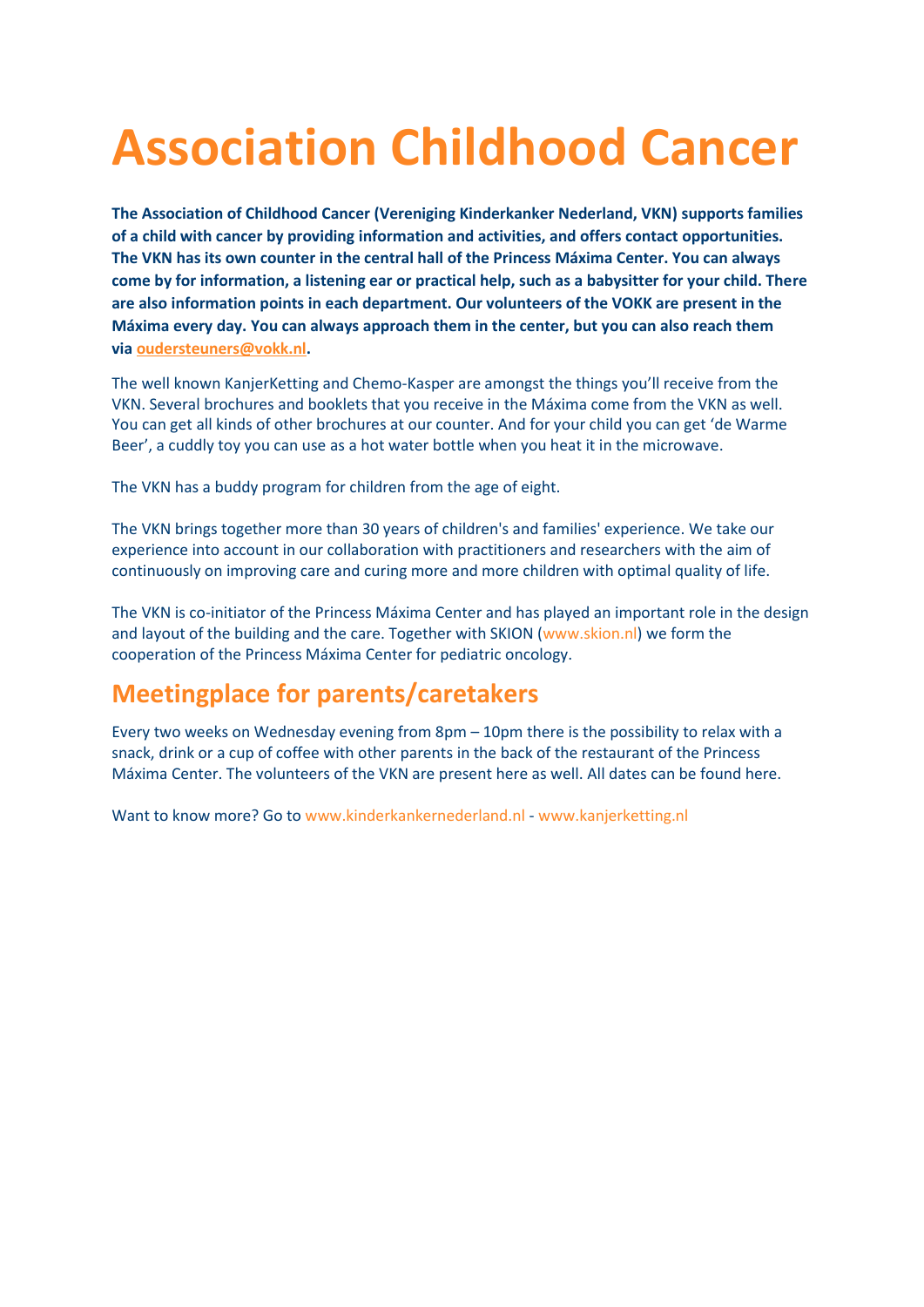# Association Childhood Cancer

**The Association of Childhood Cancer (Vereniging Kinderkanker Nederland, VKN) supports families of a child with cancer by providing information and activities, and offers contact opportunities. The VKN has its own counter in the central hall of the Princess Máxima Center. You can always come by for information, a listening ear or practical help, such as a babysitter for your child. There are also information points in each department. Our volunteers of the VOKK are present in the Máxima every day. You can always approach them in the center, but you can also reach them via oudersteuners@vokk.nl.**

The well known KanjerKetting and Chemo-Kasper are amongst the things you'll receive from the VKN. Several brochures and booklets that you receive in the Máxima come from the VKN as well. You can get all kinds of other brochures at our counter. And for your child you can get 'de Warme Beer', a cuddly toy you can use as a hot water bottle when you heat it in the microwave.

The VKN has a buddy program for children from the age of eight.

The VKN brings together more than 30 years of children's and families' experience. We take our experience into account in our collaboration with practitioners and researchers with the aim of continuously on improving care and curing more and more children with optimal quality of life.

The VKN is co-initiator of the Princess Máxima Center and has played an important role in the design and layout of the building and the care. Together with SKION (www.skion.nl) we form the cooperation of the Princess Máxima Center for pediatric oncology.

## Meetingplace for parents/caretakers

Every two weeks on Wednesday evening from 8pm – 10pm there is the possibility to relax with a snack, drink or a cup of coffee with other parents in the back of the restaurant of the Princess Máxima Center. The volunteers of the VKN are present here as well. All dates can be found here.

Want to know more? Go to www.kinderkankernederland.nl - www.kanjerketting.nl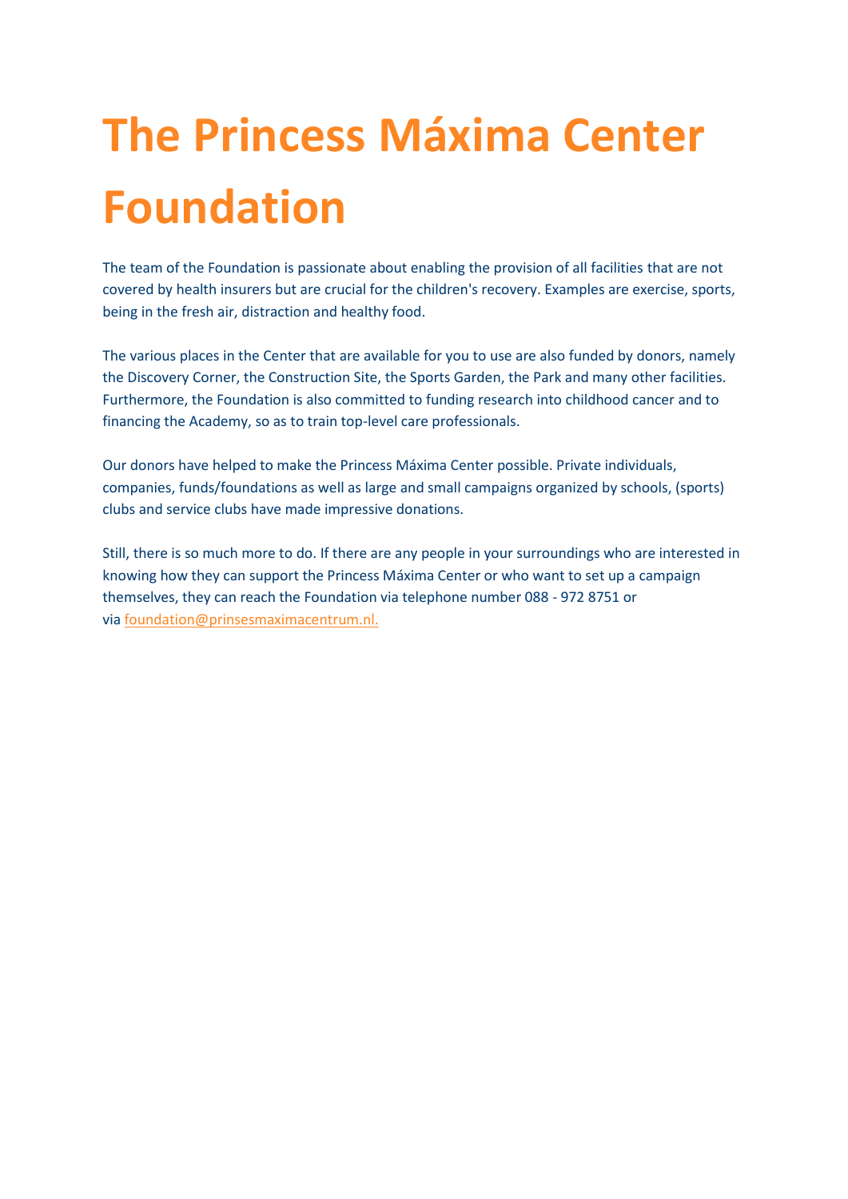# The Princess Máxima Center Foundation

The team of the Foundation is passionate about enabling the provision of all facilities that are not covered by health insurers but are crucial for the children's recovery. Examples are exercise, sports, being in the fresh air, distraction and healthy food.

The various places in the Center that are available for you to use are also funded by donors, namely the Discovery Corner, the Construction Site, the Sports Garden, the Park and many other facilities. Furthermore, the Foundation is also committed to funding research into childhood cancer and to financing the Academy, so as to train top-level care professionals.

Our donors have helped to make the Princess Máxima Center possible. Private individuals, companies, funds/foundations as well as large and small campaigns organized by schools, (sports) clubs and service clubs have made impressive donations.

Still, there is so much more to do. If there are any people in your surroundings who are interested in knowing how they can support the Princess Máxima Center or who want to set up a campaign themselves, they can reach the Foundation via telephone number 088 - 972 8751 or via foundation@prinsesmaximacentrum.nl.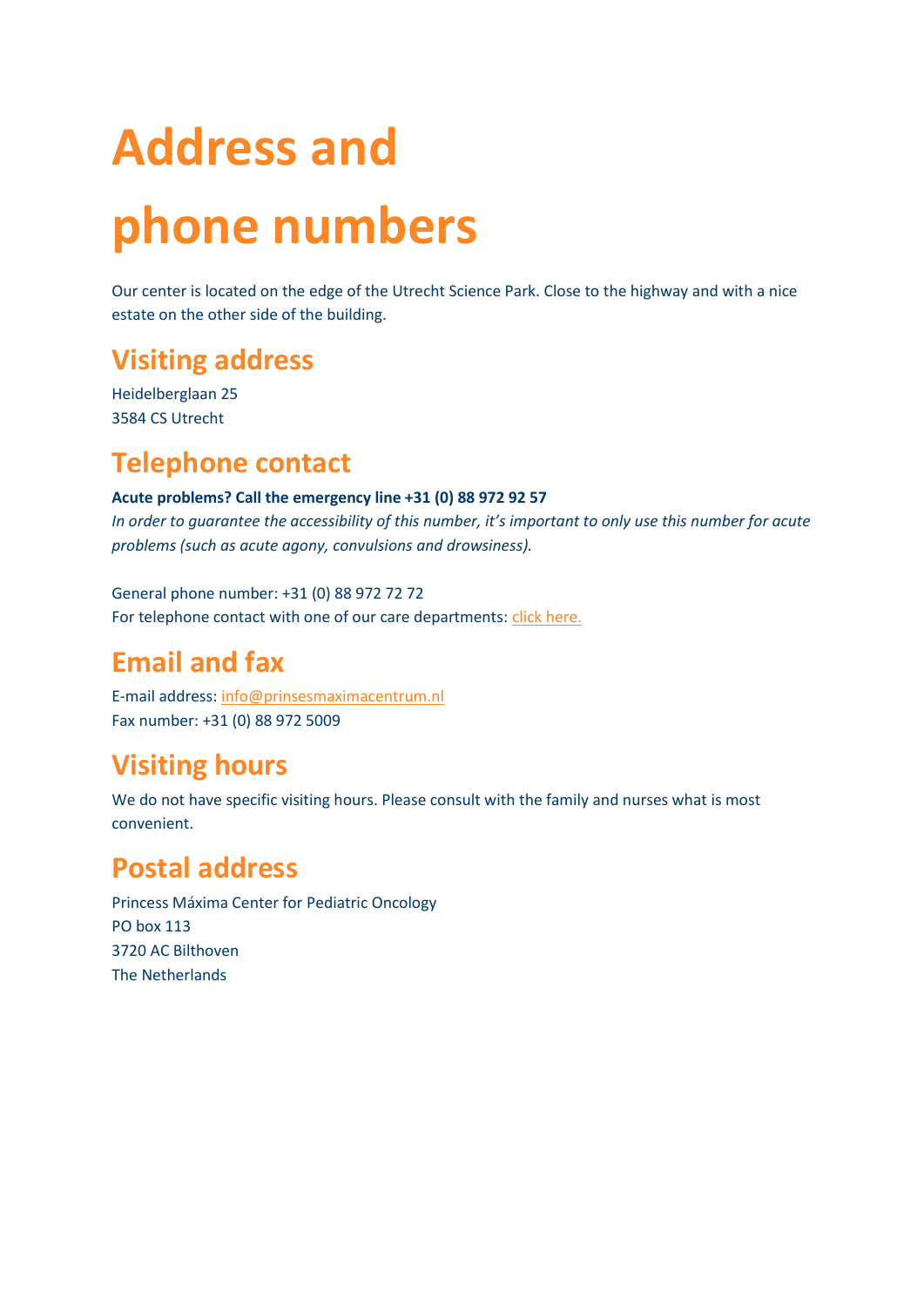# Address and phone numbers

Our center is located on the edge of the Utrecht Science Park. Close to the highway and with a nice estate on the other side of the building.

## Visiting address

Heidelberglaan 25
3584 CS Utrecht

## Telephone contact

**Acute problems? Call the emergency line +31 (0) 88 972 92 57**
*In order to guarantee the accessibility of this number, it's important to only use this number for acute problems (such as acute agony, convulsions and drowsiness).*

General phone number: +31 (0) 88 972 72 72
For telephone contact with one of our care departments: click here.

## Email and fax

E-mail address: info@prinsesmaximacentrum.nl
Fax number: +31 (0) 88 972 5009

## Visiting hours

We do not have specific visiting hours. Please consult with the family and nurses what is most convenient.

## Postal address

Princess Máxima Center for Pediatric Oncology
PO box 113
3720 AC Bilthoven
The Netherlands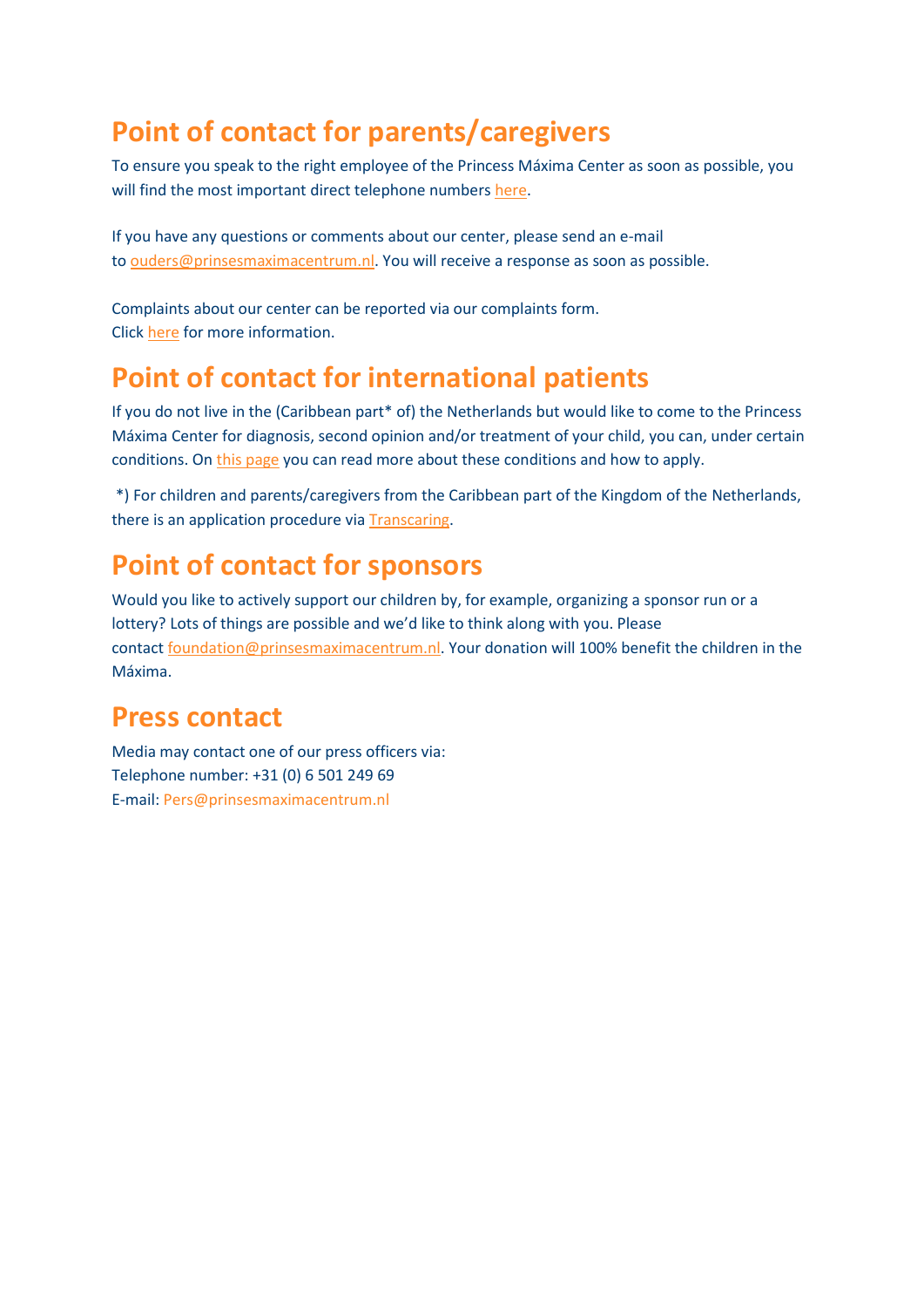## Point of contact for parents/caregivers

To ensure you speak to the right employee of the Princess Máxima Center as soon as possible, you will find the most important direct telephone numbers here.

If you have any questions or comments about our center, please send an e-mail to ouders@prinsesmaximacentrum.nl. You will receive a response as soon as possible.

Complaints about our center can be reported via our complaints form.
Click here for more information.

## Point of contact for international patients

If you do not live in the (Caribbean part* of) the Netherlands but would like to come to the Princess Máxima Center for diagnosis, second opinion and/or treatment of your child, you can, under certain conditions. On this page you can read more about these conditions and how to apply.

*) For children and parents/caregivers from the Caribbean part of the Kingdom of the Netherlands, there is an application procedure via Transcaring.

## Point of contact for sponsors

Would you like to actively support our children by, for example, organizing a sponsor run or a lottery? Lots of things are possible and we'd like to think along with you. Please contact foundation@prinsesmaximacentrum.nl. Your donation will 100% benefit the children in the Máxima.

## Press contact

Media may contact one of our press officers via:
Telephone number: +31 (0) 6 501 249 69
E-mail: Pers@prinsesmaximacentrum.nl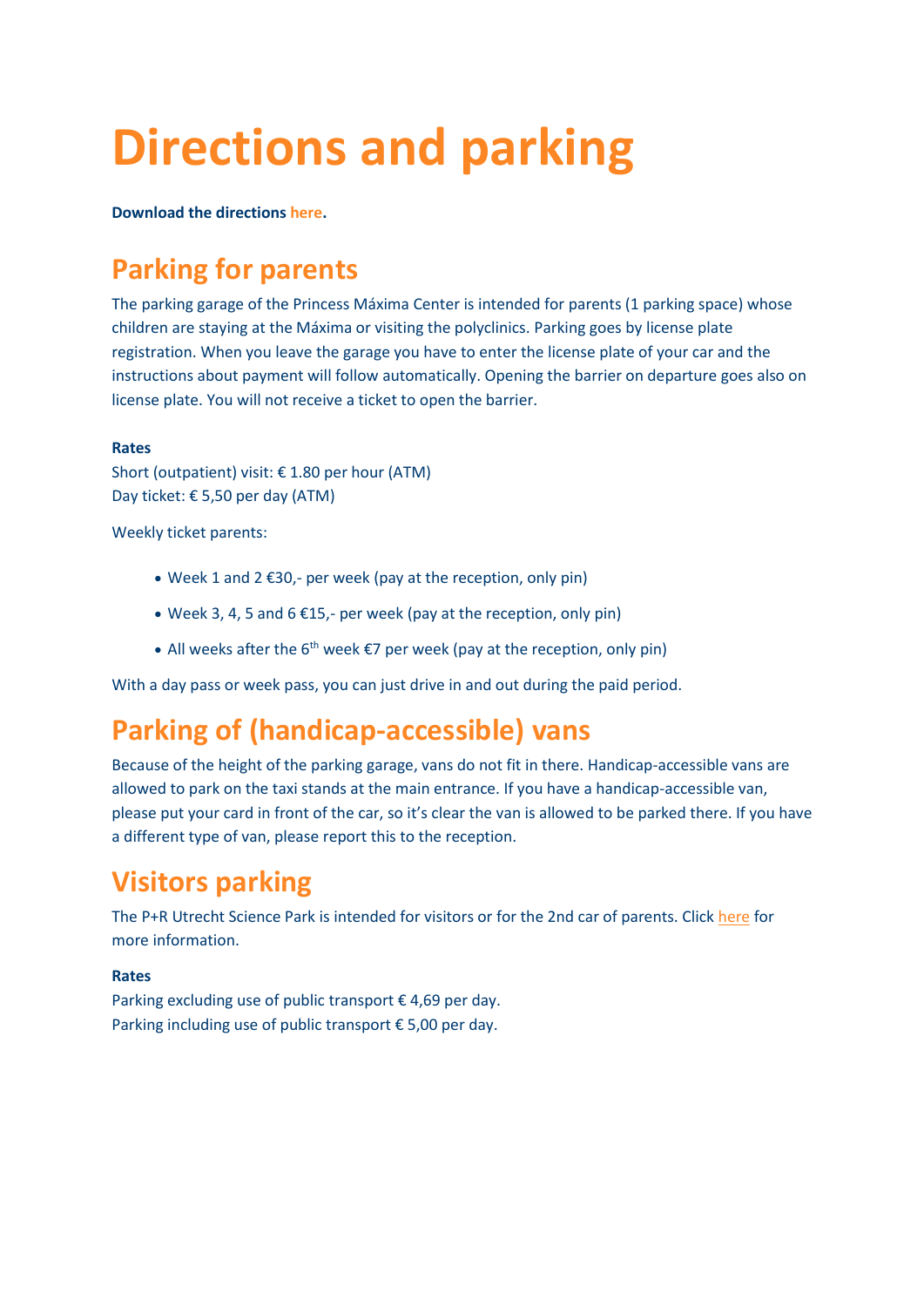# Directions and parking

**Download the directions here.**

## Parking for parents

The parking garage of the Princess Máxima Center is intended for parents (1 parking space) whose children are staying at the Máxima or visiting the polyclinics. Parking goes by license plate registration. When you leave the garage you have to enter the license plate of your car and the instructions about payment will follow automatically. Opening the barrier on departure goes also on license plate. You will not receive a ticket to open the barrier.

**Rates**

Short (outpatient) visit: € 1.80 per hour (ATM)
Day ticket: € 5,50 per day (ATM)

Weekly ticket parents:

- Week 1 and 2 €30,- per week (pay at the reception, only pin)
- Week 3, 4, 5 and 6 €15,- per week (pay at the reception, only pin)
- All weeks after the 6th week €7 per week (pay at the reception, only pin)

With a day pass or week pass, you can just drive in and out during the paid period.

## Parking of (handicap-accessible) vans

Because of the height of the parking garage, vans do not fit in there. Handicap-accessible vans are allowed to park on the taxi stands at the main entrance. If you have a handicap-accessible van, please put your card in front of the car, so it's clear the van is allowed to be parked there. If you have a different type of van, please report this to the reception.

## Visitors parking

The P+R Utrecht Science Park is intended for visitors or for the 2nd car of parents. Click here for more information.

**Rates**

Parking excluding use of public transport € 4,69 per day.
Parking including use of public transport € 5,00 per day.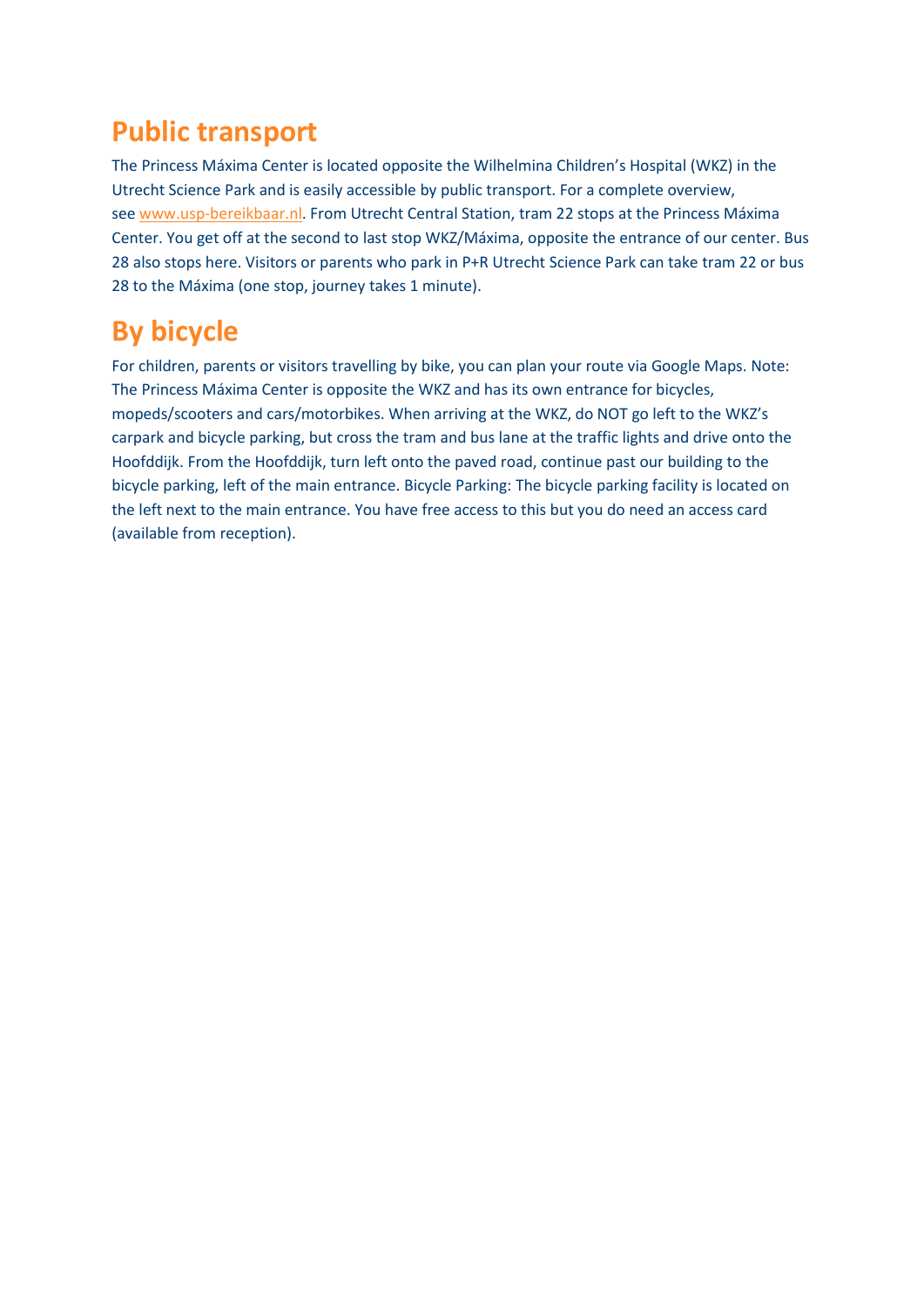## Public transport

The Princess Máxima Center is located opposite the Wilhelmina Children's Hospital (WKZ) in the Utrecht Science Park and is easily accessible by public transport. For a complete overview, see www.usp-bereikbaar.nl. From Utrecht Central Station, tram 22 stops at the Princess Máxima Center. You get off at the second to last stop WKZ/Máxima, opposite the entrance of our center. Bus 28 also stops here. Visitors or parents who park in P+R Utrecht Science Park can take tram 22 or bus 28 to the Máxima (one stop, journey takes 1 minute).

## By bicycle

For children, parents or visitors travelling by bike, you can plan your route via Google Maps. Note: The Princess Máxima Center is opposite the WKZ and has its own entrance for bicycles, mopeds/scooters and cars/motorbikes. When arriving at the WKZ, do NOT go left to the WKZ's carpark and bicycle parking, but cross the tram and bus lane at the traffic lights and drive onto the Hoofddijk. From the Hoofddijk, turn left onto the paved road, continue past our building to the bicycle parking, left of the main entrance. Bicycle Parking: The bicycle parking facility is located on the left next to the main entrance. You have free access to this but you do need an access card (available from reception).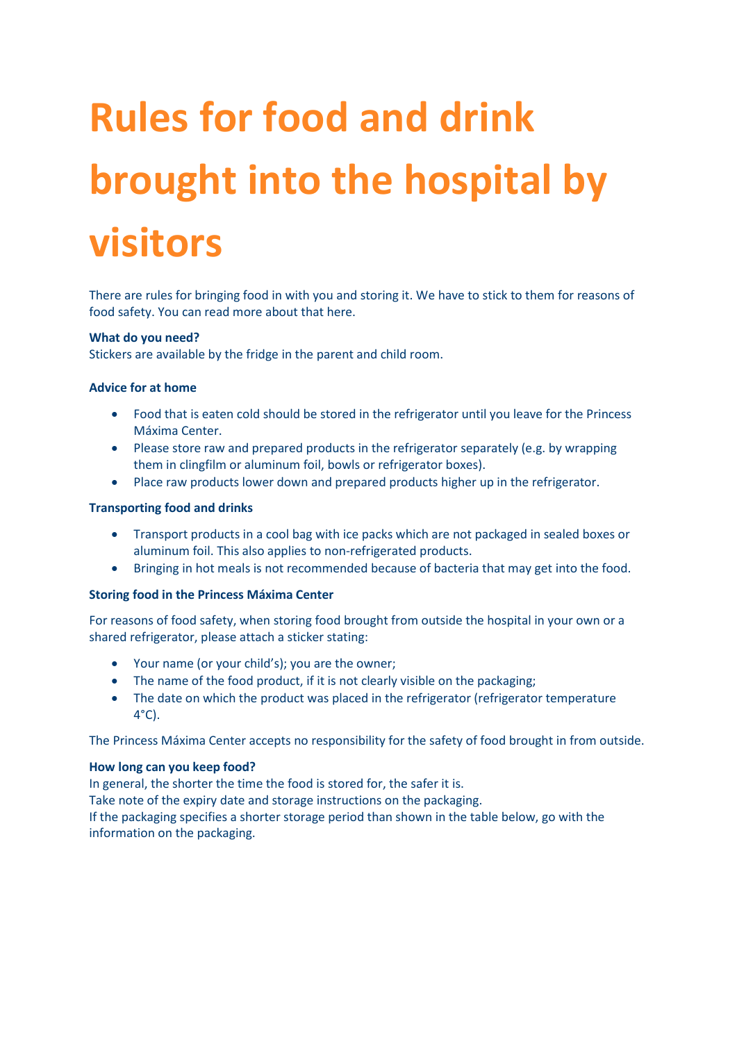# Rules for food and drink brought into the hospital by visitors

There are rules for bringing food in with you and storing it. We have to stick to them for reasons of food safety. You can read more about that here.

**What do you need?**
Stickers are available by the fridge in the parent and child room.

**Advice for at home**

- Food that is eaten cold should be stored in the refrigerator until you leave for the Princess Máxima Center.
- Please store raw and prepared products in the refrigerator separately (e.g. by wrapping them in clingfilm or aluminum foil, bowls or refrigerator boxes).
- Place raw products lower down and prepared products higher up in the refrigerator.

**Transporting food and drinks**

- Transport products in a cool bag with ice packs which are not packaged in sealed boxes or aluminum foil. This also applies to non-refrigerated products.
- Bringing in hot meals is not recommended because of bacteria that may get into the food.

**Storing food in the Princess Máxima Center**

For reasons of food safety, when storing food brought from outside the hospital in your own or a shared refrigerator, please attach a sticker stating:

- Your name (or your child's); you are the owner;
- The name of the food product, if it is not clearly visible on the packaging;
- The date on which the product was placed in the refrigerator (refrigerator temperature 4°C).

The Princess Máxima Center accepts no responsibility for the safety of food brought in from outside.

**How long can you keep food?**
In general, the shorter the time the food is stored for, the safer it is.
Take note of the expiry date and storage instructions on the packaging.
If the packaging specifies a shorter storage period than shown in the table below, go with the information on the packaging.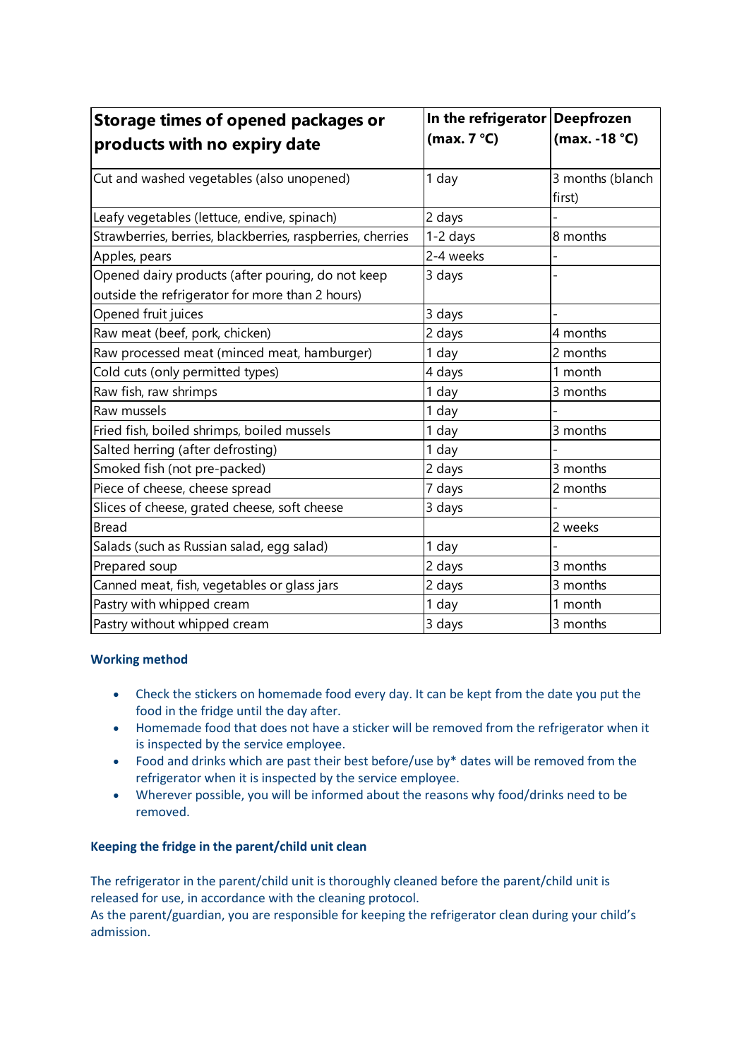| **Storage times of opened packages or products with no expiry date** | **In the refrigerator (max. 7 °C)** | **Deepfrozen (max. -18 °C)** |
|---|---|---|
| Cut and washed vegetables (also unopened) | 1 day | 3 months (blanch first) |
| Leafy vegetables (lettuce, endive, spinach) | 2 days | - |
| Strawberries, berries, blackberries, raspberries, cherries | 1-2 days | 8 months |
| Apples, pears | 2-4 weeks | - |
| Opened dairy products (after pouring, do not keep outside the refrigerator for more than 2 hours) | 3 days | - |
| Opened fruit juices | 3 days | - |
| Raw meat (beef, pork, chicken) | 2 days | 4 months |
| Raw processed meat (minced meat, hamburger) | 1 day | 2 months |
| Cold cuts (only permitted types) | 4 days | 1 month |
| Raw fish, raw shrimps | 1 day | 3 months |
| Raw mussels | 1 day | - |
| Fried fish, boiled shrimps, boiled mussels | 1 day | 3 months |
| Salted herring (after defrosting) | 1 day | - |
| Smoked fish (not pre-packed) | 2 days | 3 months |
| Piece of cheese, cheese spread | 7 days | 2 months |
| Slices of cheese, grated cheese, soft cheese | 3 days | - |
| Bread | | 2 weeks |
| Salads (such as Russian salad, egg salad) | 1 day | - |
| Prepared soup | 2 days | 3 months |
| Canned meat, fish, vegetables or glass jars | 2 days | 3 months |
| Pastry with whipped cream | 1 day | 1 month |
| Pastry without whipped cream | 3 days | 3 months |

**Working method**

- Check the stickers on homemade food every day. It can be kept from the date you put the food in the fridge until the day after.
- Homemade food that does not have a sticker will be removed from the refrigerator when it is inspected by the service employee.
- Food and drinks which are past their best before/use by* dates will be removed from the refrigerator when it is inspected by the service employee.
- Wherever possible, you will be informed about the reasons why food/drinks need to be removed.

**Keeping the fridge in the parent/child unit clean**

The refrigerator in the parent/child unit is thoroughly cleaned before the parent/child unit is released for use, in accordance with the cleaning protocol.
As the parent/guardian, you are responsible for keeping the refrigerator clean during your child's admission.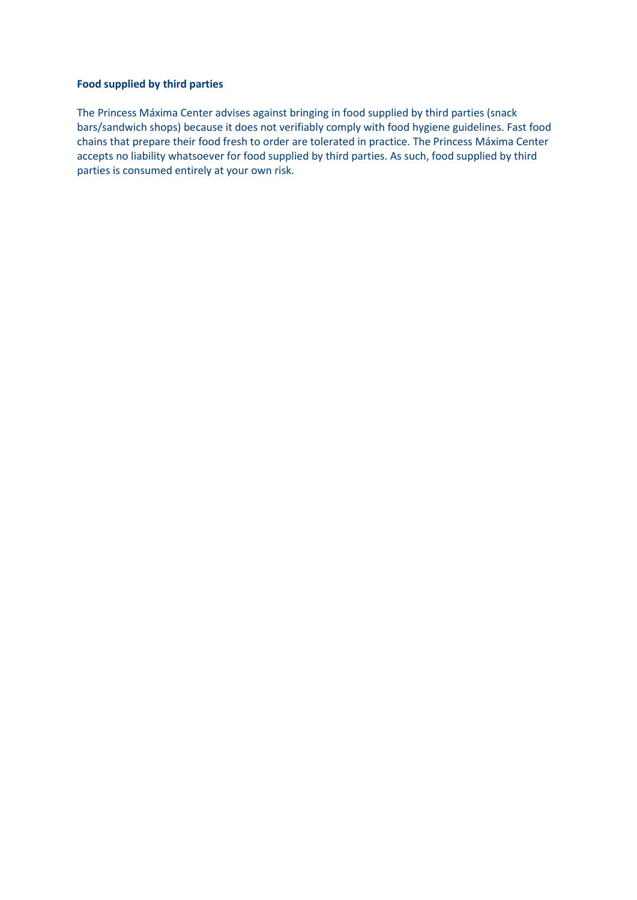**Food supplied by third parties**

The Princess Máxima Center advises against bringing in food supplied by third parties (snack bars/sandwich shops) because it does not verifiably comply with food hygiene guidelines. Fast food chains that prepare their food fresh to order are tolerated in practice. The Princess Máxima Center accepts no liability whatsoever for food supplied by third parties. As such, food supplied by third parties is consumed entirely at your own risk.